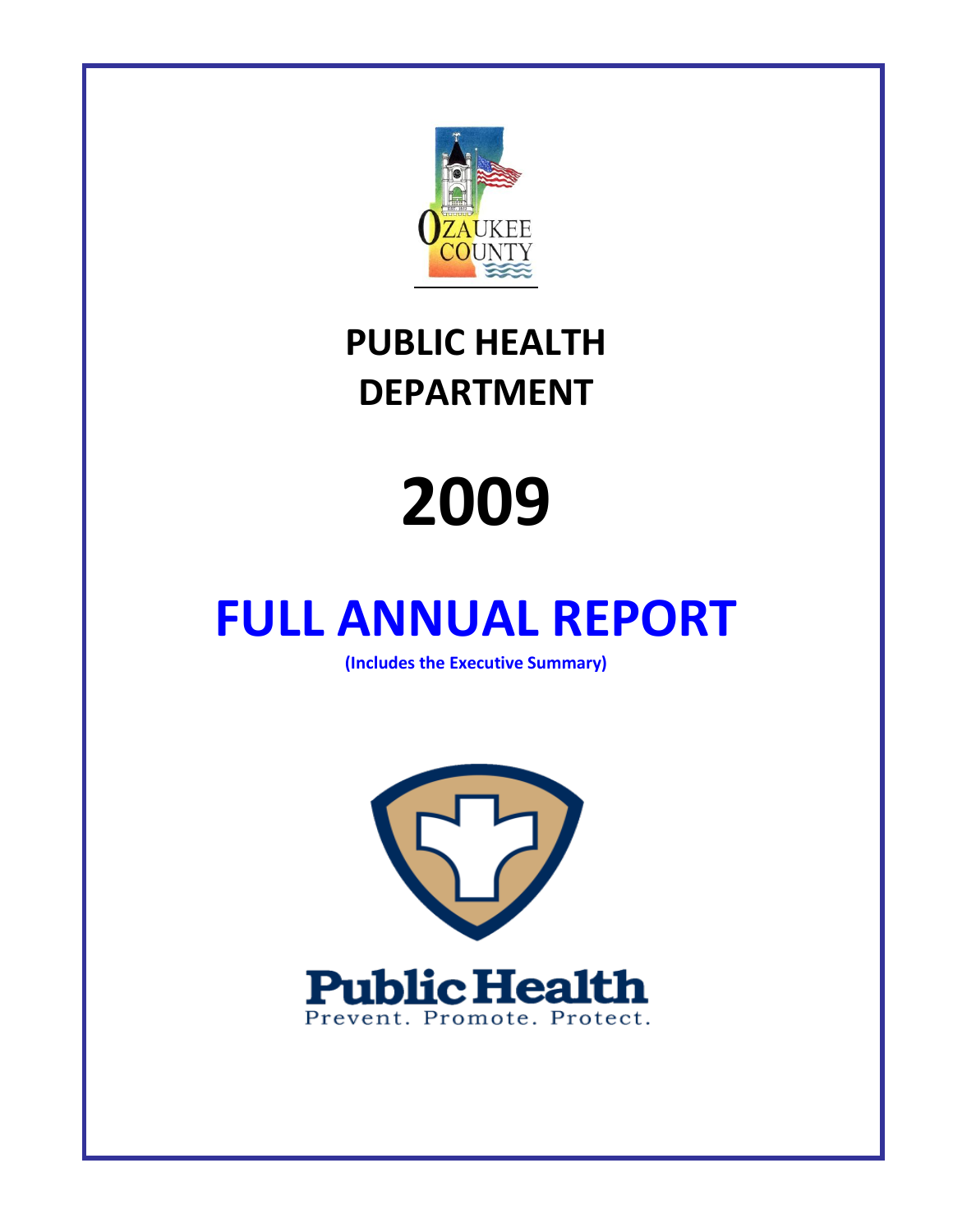OZAUKEE COUNTY

# PUBLIC HEALTH DEPARTMENT

# 2009

# FULL ANNUAL REPORT

**(Includes the Executive Summary)**

Public Health

Prevent. Promote. Protect.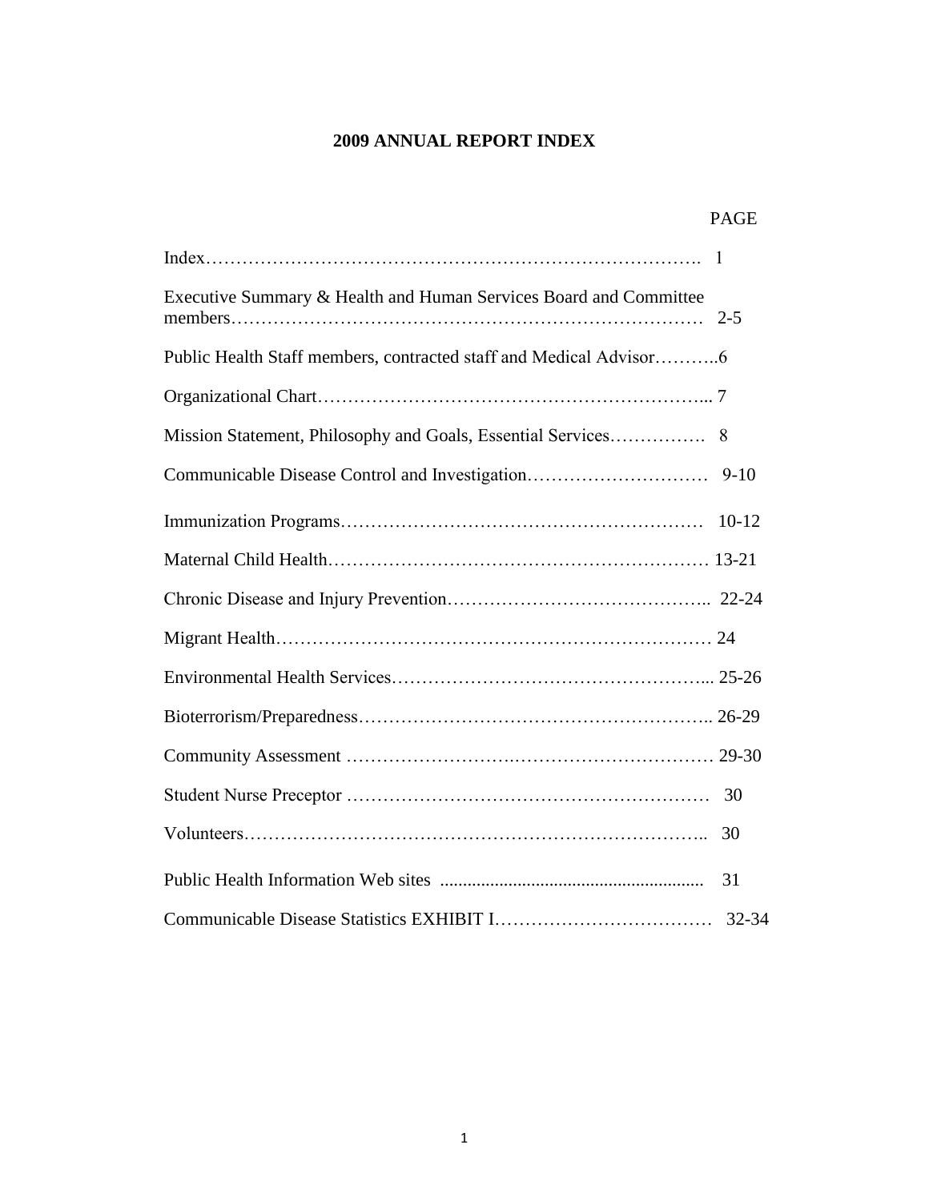# 2009 ANNUAL REPORT INDEX

| | PAGE |
|---|---|
| Index | 1 |
| Executive Summary & Health and Human Services Board and Committee members | 2-5 |
| Public Health Staff members, contracted staff and Medical Advisor | 6 |
| Organizational Chart | 7 |
| Mission Statement, Philosophy and Goals, Essential Services | 8 |
| Communicable Disease Control and Investigation | 9-10 |
| Immunization Programs | 10-12 |
| Maternal Child Health | 13-21 |
| Chronic Disease and Injury Prevention | 22-24 |
| Migrant Health | 24 |
| Environmental Health Services | 25-26 |
| Bioterrorism/Preparedness | 26-29 |
| Community Assessment | 29-30 |
| Student Nurse Preceptor | 30 |
| Volunteers | 30 |
| Public Health Information Web sites | 31 |
| Communicable Disease Statistics EXHIBIT I | 32-34 |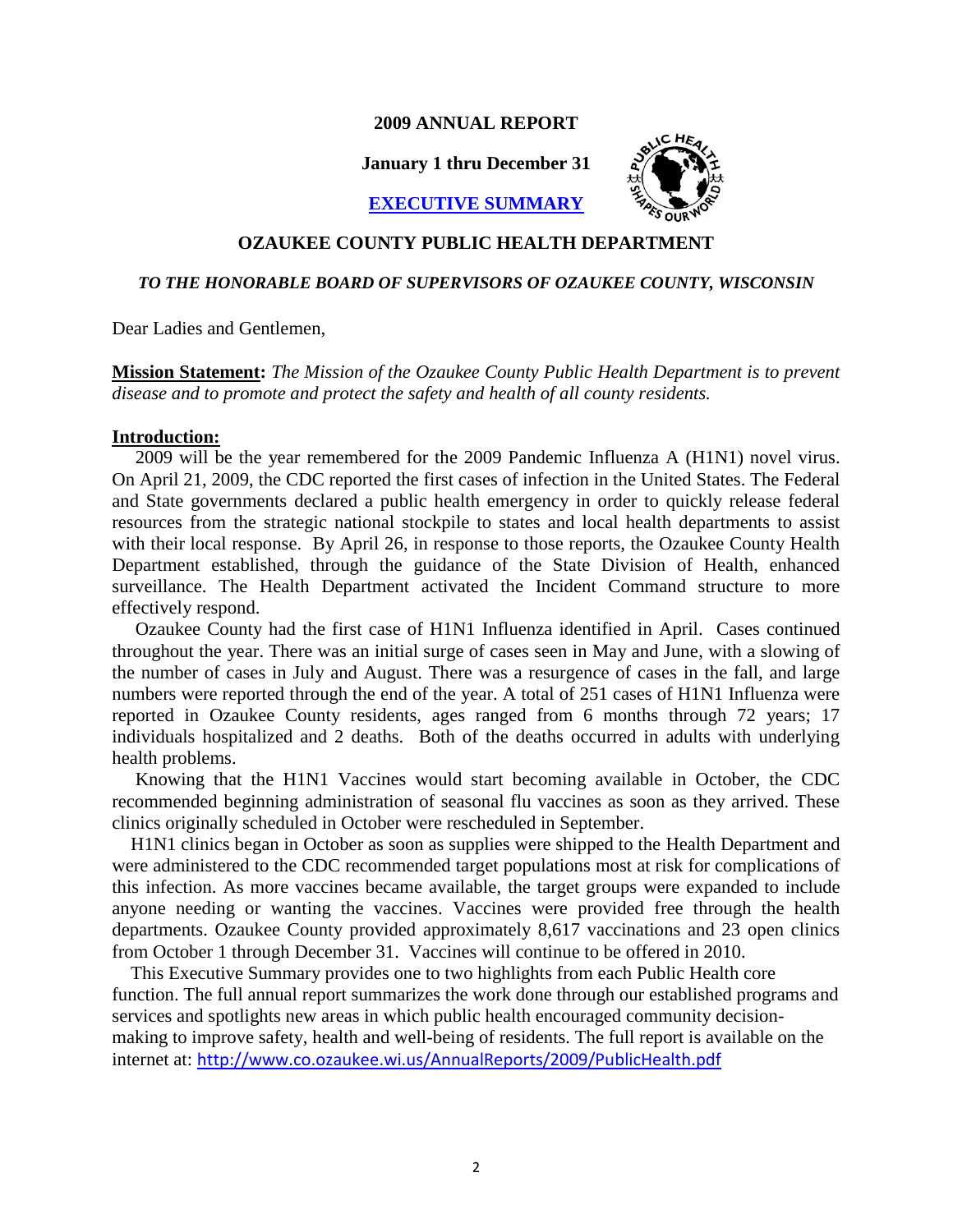# 2009 ANNUAL REPORT

**January 1 thru December 31**

**EXECUTIVE SUMMARY**

## OZAUKEE COUNTY PUBLIC HEALTH DEPARTMENT

***TO THE HONORABLE BOARD OF SUPERVISORS OF OZAUKEE COUNTY, WISCONSIN***

Dear Ladies and Gentlemen,

**Mission Statement:** *The Mission of the Ozaukee County Public Health Department is to prevent disease and to promote and protect the safety and health of all county residents.*

**Introduction:**

2009 will be the year remembered for the 2009 Pandemic Influenza A (H1N1) novel virus. On April 21, 2009, the CDC reported the first cases of infection in the United States. The Federal and State governments declared a public health emergency in order to quickly release federal resources from the strategic national stockpile to states and local health departments to assist with their local response. By April 26, in response to those reports, the Ozaukee County Health Department established, through the guidance of the State Division of Health, enhanced surveillance. The Health Department activated the Incident Command structure to more effectively respond.

Ozaukee County had the first case of H1N1 Influenza identified in April. Cases continued throughout the year. There was an initial surge of cases seen in May and June, with a slowing of the number of cases in July and August. There was a resurgence of cases in the fall, and large numbers were reported through the end of the year. A total of 251 cases of H1N1 Influenza were reported in Ozaukee County residents, ages ranged from 6 months through 72 years; 17 individuals hospitalized and 2 deaths. Both of the deaths occurred in adults with underlying health problems.

Knowing that the H1N1 Vaccines would start becoming available in October, the CDC recommended beginning administration of seasonal flu vaccines as soon as they arrived. These clinics originally scheduled in October were rescheduled in September.

H1N1 clinics began in October as soon as supplies were shipped to the Health Department and were administered to the CDC recommended target populations most at risk for complications of this infection. As more vaccines became available, the target groups were expanded to include anyone needing or wanting the vaccines. Vaccines were provided free through the health departments. Ozaukee County provided approximately 8,617 vaccinations and 23 open clinics from October 1 through December 31. Vaccines will continue to be offered in 2010.

This Executive Summary provides one to two highlights from each Public Health core function. The full annual report summarizes the work done through our established programs and services and spotlights new areas in which public health encouraged community decision-making to improve safety, health and well-being of residents. The full report is available on the internet at: http://www.co.ozaukee.wi.us/AnnualReports/2009/PublicHealth.pdf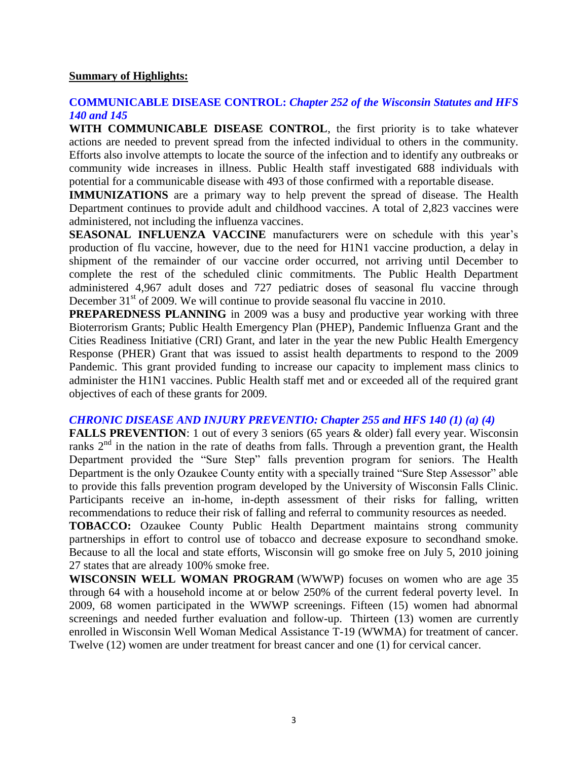**Summary of Highlights:**

## COMMUNICABLE DISEASE CONTROL: *Chapter 252 of the Wisconsin Statutes and HFS 140 and 145*

**WITH COMMUNICABLE DISEASE CONTROL**, the first priority is to take whatever actions are needed to prevent spread from the infected individual to others in the community. Efforts also involve attempts to locate the source of the infection and to identify any outbreaks or community wide increases in illness. Public Health staff investigated 688 individuals with potential for a communicable disease with 493 of those confirmed with a reportable disease.

**IMMUNIZATIONS** are a primary way to help prevent the spread of disease. The Health Department continues to provide adult and childhood vaccines. A total of 2,823 vaccines were administered, not including the influenza vaccines.

**SEASONAL INFLUENZA VACCINE** manufacturers were on schedule with this year's production of flu vaccine, however, due to the need for H1N1 vaccine production, a delay in shipment of the remainder of our vaccine order occurred, not arriving until December to complete the rest of the scheduled clinic commitments. The Public Health Department administered 4,967 adult doses and 727 pediatric doses of seasonal flu vaccine through December 31st of 2009. We will continue to provide seasonal flu vaccine in 2010.

**PREPAREDNESS PLANNING** in 2009 was a busy and productive year working with three Bioterrorism Grants; Public Health Emergency Plan (PHEP), Pandemic Influenza Grant and the Cities Readiness Initiative (CRI) Grant, and later in the year the new Public Health Emergency Response (PHER) Grant that was issued to assist health departments to respond to the 2009 Pandemic. This grant provided funding to increase our capacity to implement mass clinics to administer the H1N1 vaccines. Public Health staff met and or exceeded all of the required grant objectives of each of these grants for 2009.

## *CHRONIC DISEASE AND INJURY PREVENTIO: Chapter 255 and HFS 140 (1) (a) (4)*

**FALLS PREVENTION**: 1 out of every 3 seniors (65 years & older) fall every year. Wisconsin ranks 2nd in the nation in the rate of deaths from falls. Through a prevention grant, the Health Department provided the "Sure Step" falls prevention program for seniors. The Health Department is the only Ozaukee County entity with a specially trained "Sure Step Assessor" able to provide this falls prevention program developed by the University of Wisconsin Falls Clinic. Participants receive an in-home, in-depth assessment of their risks for falling, written recommendations to reduce their risk of falling and referral to community resources as needed.

**TOBACCO:** Ozaukee County Public Health Department maintains strong community partnerships in effort to control use of tobacco and decrease exposure to secondhand smoke. Because to all the local and state efforts, Wisconsin will go smoke free on July 5, 2010 joining 27 states that are already 100% smoke free.

**WISCONSIN WELL WOMAN PROGRAM** (WWWP) focuses on women who are age 35 through 64 with a household income at or below 250% of the current federal poverty level. In 2009, 68 women participated in the WWWP screenings. Fifteen (15) women had abnormal screenings and needed further evaluation and follow-up. Thirteen (13) women are currently enrolled in Wisconsin Well Woman Medical Assistance T-19 (WWMA) for treatment of cancer. Twelve (12) women are under treatment for breast cancer and one (1) for cervical cancer.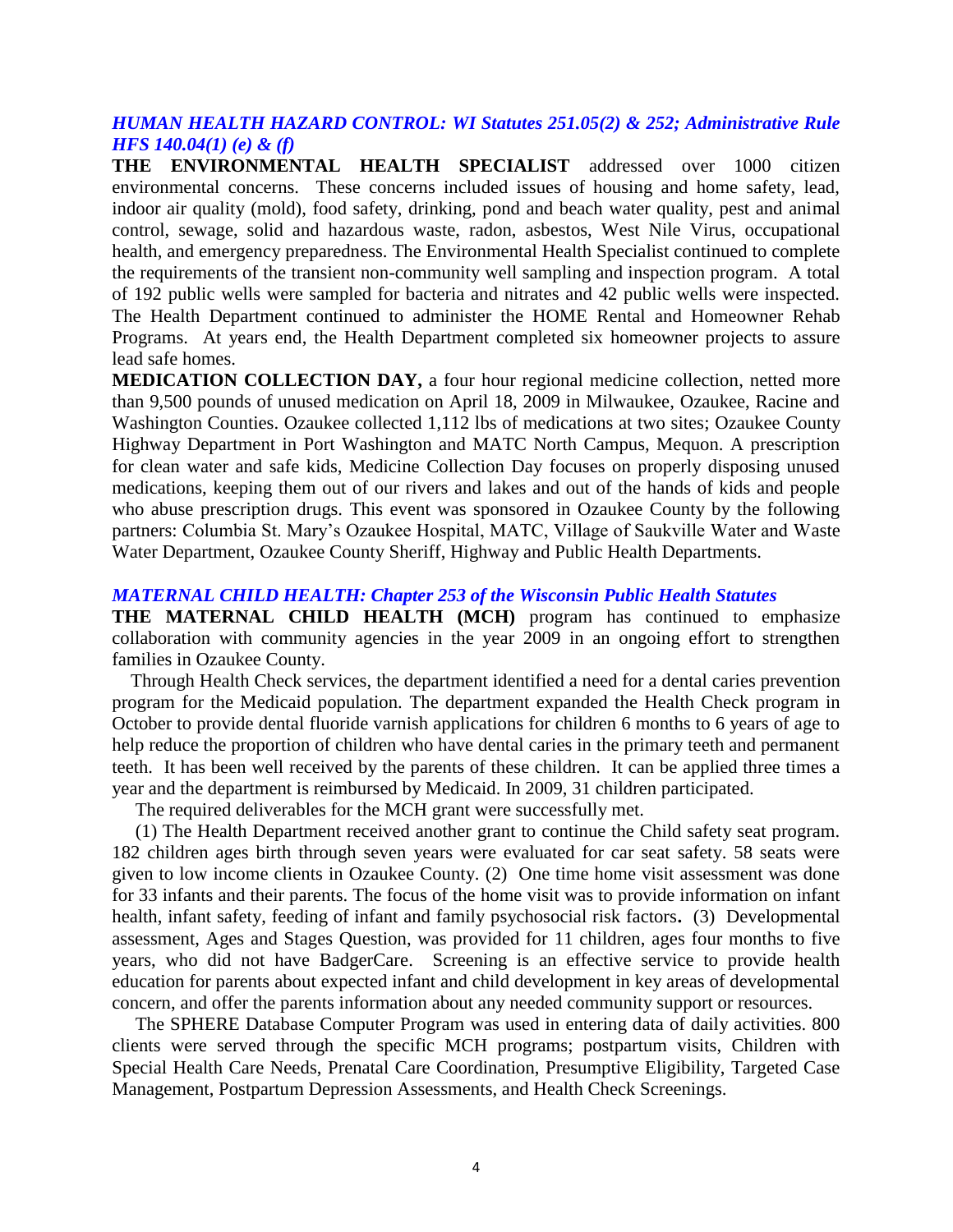### *HUMAN HEALTH HAZARD CONTROL: WI Statutes 251.05(2) & 252; Administrative Rule HFS 140.04(1) (e) & (f)*

**THE ENVIRONMENTAL HEALTH SPECIALIST** addressed over 1000 citizen environmental concerns. These concerns included issues of housing and home safety, lead, indoor air quality (mold), food safety, drinking, pond and beach water quality, pest and animal control, sewage, solid and hazardous waste, radon, asbestos, West Nile Virus, occupational health, and emergency preparedness. The Environmental Health Specialist continued to complete the requirements of the transient non-community well sampling and inspection program. A total of 192 public wells were sampled for bacteria and nitrates and 42 public wells were inspected. The Health Department continued to administer the HOME Rental and Homeowner Rehab Programs. At years end, the Health Department completed six homeowner projects to assure lead safe homes.

**MEDICATION COLLECTION DAY,** a four hour regional medicine collection, netted more than 9,500 pounds of unused medication on April 18, 2009 in Milwaukee, Ozaukee, Racine and Washington Counties. Ozaukee collected 1,112 lbs of medications at two sites; Ozaukee County Highway Department in Port Washington and MATC North Campus, Mequon. A prescription for clean water and safe kids, Medicine Collection Day focuses on properly disposing unused medications, keeping them out of our rivers and lakes and out of the hands of kids and people who abuse prescription drugs. This event was sponsored in Ozaukee County by the following partners: Columbia St. Mary's Ozaukee Hospital, MATC, Village of Saukville Water and Waste Water Department, Ozaukee County Sheriff, Highway and Public Health Departments.

### *MATERNAL CHILD HEALTH: Chapter 253 of the Wisconsin Public Health Statutes*

**THE MATERNAL CHILD HEALTH (MCH)** program has continued to emphasize collaboration with community agencies in the year 2009 in an ongoing effort to strengthen families in Ozaukee County.

Through Health Check services, the department identified a need for a dental caries prevention program for the Medicaid population. The department expanded the Health Check program in October to provide dental fluoride varnish applications for children 6 months to 6 years of age to help reduce the proportion of children who have dental caries in the primary teeth and permanent teeth. It has been well received by the parents of these children. It can be applied three times a year and the department is reimbursed by Medicaid. In 2009, 31 children participated.

The required deliverables for the MCH grant were successfully met.

(1) The Health Department received another grant to continue the Child safety seat program. 182 children ages birth through seven years were evaluated for car seat safety. 58 seats were given to low income clients in Ozaukee County. (2) One time home visit assessment was done for 33 infants and their parents. The focus of the home visit was to provide information on infant health, infant safety, feeding of infant and family psychosocial risk factors**.** (3) Developmental assessment, Ages and Stages Question, was provided for 11 children, ages four months to five years, who did not have BadgerCare. Screening is an effective service to provide health education for parents about expected infant and child development in key areas of developmental concern, and offer the parents information about any needed community support or resources.

The SPHERE Database Computer Program was used in entering data of daily activities. 800 clients were served through the specific MCH programs; postpartum visits, Children with Special Health Care Needs, Prenatal Care Coordination, Presumptive Eligibility, Targeted Case Management, Postpartum Depression Assessments, and Health Check Screenings.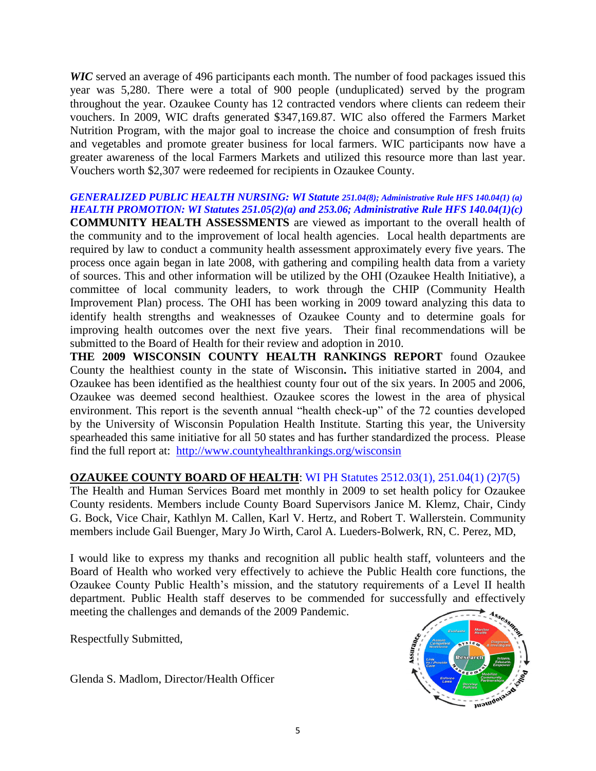***WIC*** served an average of 496 participants each month. The number of food packages issued this year was 5,280. There were a total of 900 people (unduplicated) served by the program throughout the year. Ozaukee County has 12 contracted vendors where clients can redeem their vouchers. In 2009, WIC drafts generated $347,169.87. WIC also offered the Farmers Market Nutrition Program, with the major goal to increase the choice and consumption of fresh fruits and vegetables and promote greater business for local farmers. WIC participants now have a greater awareness of the local Farmers Markets and utilized this resource more than last year. Vouchers worth $2,307 were redeemed for recipients in Ozaukee County.

***GENERALIZED PUBLIC HEALTH NURSING: WI Statute 251.04(8); Administrative Rule HFS 140.04(1) (a)***
***HEALTH PROMOTION: WI Statutes 251.05(2)(a) and 253.06; Administrative Rule HFS 140.04(1)(c)***

**COMMUNITY HEALTH ASSESSMENTS** are viewed as important to the overall health of the community and to the improvement of local health agencies. Local health departments are required by law to conduct a community health assessment approximately every five years. The process once again began in late 2008, with gathering and compiling health data from a variety of sources. This and other information will be utilized by the OHI (Ozaukee Health Initiative), a committee of local community leaders, to work through the CHIP (Community Health Improvement Plan) process. The OHI has been working in 2009 toward analyzing this data to identify health strengths and weaknesses of Ozaukee County and to determine goals for improving health outcomes over the next five years. Their final recommendations will be submitted to the Board of Health for their review and adoption in 2010.

**THE 2009 WISCONSIN COUNTY HEALTH RANKINGS REPORT** found Ozaukee County the healthiest county in the state of Wisconsin**.** This initiative started in 2004, and Ozaukee has been identified as the healthiest county four out of the six years. In 2005 and 2006, Ozaukee was deemed second healthiest. Ozaukee scores the lowest in the area of physical environment. This report is the seventh annual "health check-up" of the 72 counties developed by the University of Wisconsin Population Health Institute. Starting this year, the University spearheaded this same initiative for all 50 states and has further standardized the process. Please find the full report at: http://www.countyhealthrankings.org/wisconsin

**OZAUKEE COUNTY BOARD OF HEALTH**: WI PH Statutes 2512.03(1), 251.04(1) (2)7(5)

The Health and Human Services Board met monthly in 2009 to set health policy for Ozaukee County residents. Members include County Board Supervisors Janice M. Klemz, Chair, Cindy G. Bock, Vice Chair, Kathlyn M. Callen, Karl V. Hertz, and Robert T. Wallerstein. Community members include Gail Buenger, Mary Jo Wirth, Carol A. Lueders-Bolwerk, RN, C. Perez, MD,

I would like to express my thanks and recognition all public health staff, volunteers and the Board of Health who worked very effectively to achieve the Public Health core functions, the Ozaukee County Public Health's mission, and the statutory requirements of a Level II health department. Public Health staff deserves to be commended for successfully and effectively meeting the challenges and demands of the 2009 Pandemic.

Respectfully Submitted,

Glenda S. Madlom, Director/Health Officer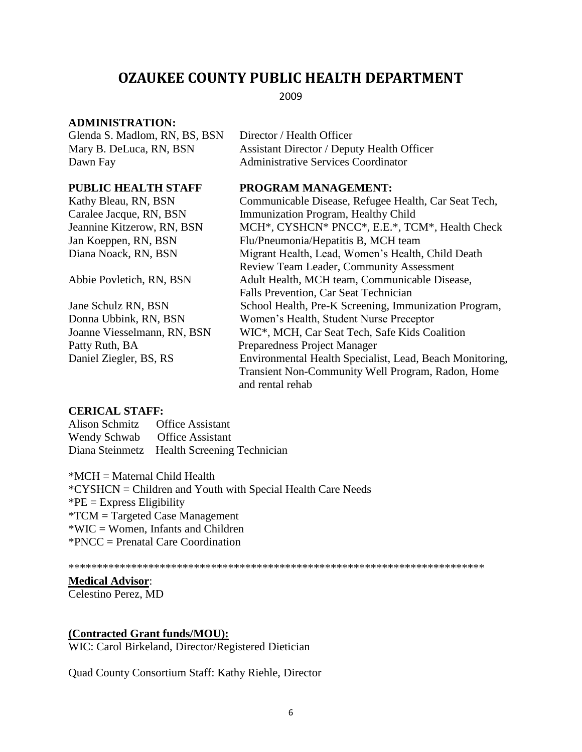# OZAUKEE COUNTY PUBLIC HEALTH DEPARTMENT

2009

**ADMINISTRATION:**

| | |
|---|---|
| Glenda S. Madlom, RN, BS, BSN | Director / Health Officer |
| Mary B. DeLuca, RN, BSN | Assistant Director / Deputy Health Officer |
| Dawn Fay | Administrative Services Coordinator |

| **PUBLIC HEALTH STAFF** | **PROGRAM MANAGEMENT:** |
|---|---|
| Kathy Bleau, RN, BSN | Communicable Disease, Refugee Health, Car Seat Tech, |
| Caralee Jacque, RN, BSN | Immunization Program, Healthy Child |
| Jeannine Kitzerow, RN, BSN | MCH*, CYSHCN* PNCC*, E.E.*, TCM*, Health Check |
| Jan Koeppen, RN, BSN | Flu/Pneumonia/Hepatitis B, MCH team |
| Diana Noack, RN, BSN | Migrant Health, Lead, Women's Health, Child Death Review Team Leader, Community Assessment |
| Abbie Povletich, RN, BSN | Adult Health, MCH team, Communicable Disease, Falls Prevention, Car Seat Technician |
| Jane Schulz RN, BSN | School Health, Pre-K Screening, Immunization Program, |
| Donna Ubbink, RN, BSN | Women's Health, Student Nurse Preceptor |
| Joanne Viesselmann, RN, BSN | WIC*, MCH, Car Seat Tech, Safe Kids Coalition |
| Patty Ruth, BA | Preparedness Project Manager |
| Daniel Ziegler, BS, RS | Environmental Health Specialist, Lead, Beach Monitoring, Transient Non-Community Well Program, Radon, Home and rental rehab |

**CERICAL STAFF:**

| | |
|---|---|
| Alison Schmitz | Office Assistant |
| Wendy Schwab | Office Assistant |
| Diana Steinmetz | Health Screening Technician |

*MCH = Maternal Child Health  
*CYSHCN = Children and Youth with Special Health Care Needs  
*PE = Express Eligibility  
*TCM = Targeted Case Management  
*WIC = Women, Infants and Children  
*PNCC = Prenatal Care Coordination

*****************************************************************************

**Medical Advisor**:  
Celestino Perez, MD

**(Contracted Grant funds/MOU):**  
WIC: Carol Birkeland, Director/Registered Dietician

Quad County Consortium Staff: Kathy Riehle, Director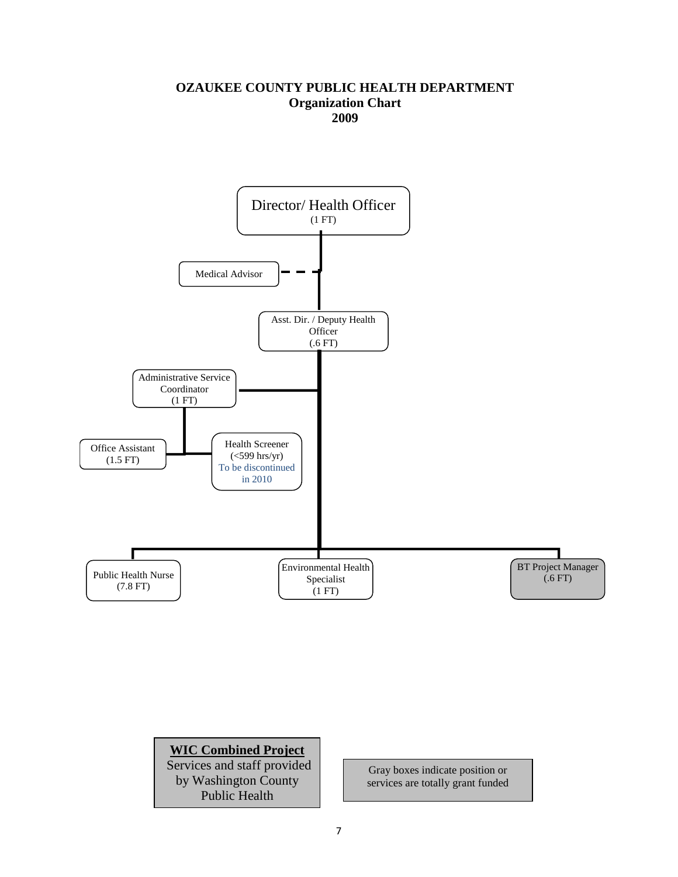# OZAUKEE COUNTY PUBLIC HEALTH DEPARTMENT
## Organization Chart
## 2009

- Director/ Health Officer (1 FT)
  - Medical Advisor (dashed line)
  - Asst. Dir. / Deputy Health Officer (.6 FT)
    - Administrative Service Coordinator (1 FT)
      - Office Assistant (1.5 FT)
      - Health Screener (<599 hrs/yr) To be discontinued in 2010
    - Public Health Nurse (7.8 FT)
    - Environmental Health Specialist (1 FT)
    - BT Project Manager (.6 FT)

**WIC Combined Project**
Services and staff provided by Washington County Public Health

Gray boxes indicate position or services are totally grant funded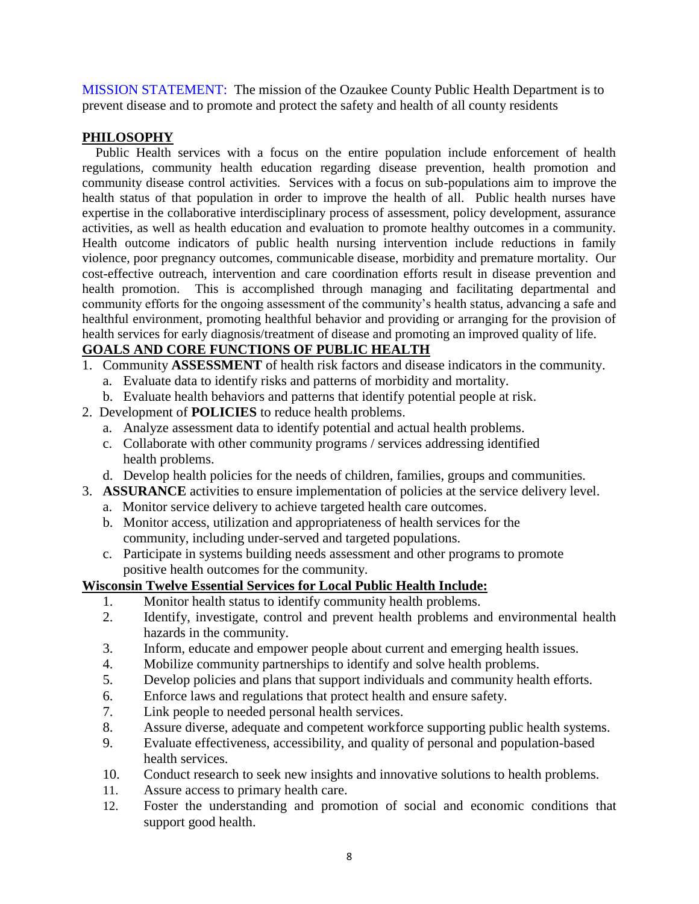MISSION STATEMENT: The mission of the Ozaukee County Public Health Department is to prevent disease and to promote and protect the safety and health of all county residents

## PHILOSOPHY

Public Health services with a focus on the entire population include enforcement of health regulations, community health education regarding disease prevention, health promotion and community disease control activities. Services with a focus on sub-populations aim to improve the health status of that population in order to improve the health of all. Public health nurses have expertise in the collaborative interdisciplinary process of assessment, policy development, assurance activities, as well as health education and evaluation to promote healthy outcomes in a community. Health outcome indicators of public health nursing intervention include reductions in family violence, poor pregnancy outcomes, communicable disease, morbidity and premature mortality. Our cost-effective outreach, intervention and care coordination efforts result in disease prevention and health promotion. This is accomplished through managing and facilitating departmental and community efforts for the ongoing assessment of the community's health status, advancing a safe and healthful environment, promoting healthful behavior and providing or arranging for the provision of health services for early diagnosis/treatment of disease and promoting an improved quality of life.

## GOALS AND CORE FUNCTIONS OF PUBLIC HEALTH

1. Community **ASSESSMENT** of health risk factors and disease indicators in the community.
   a. Evaluate data to identify risks and patterns of morbidity and mortality.
   b. Evaluate health behaviors and patterns that identify potential people at risk.
2. Development of **POLICIES** to reduce health problems.
   a. Analyze assessment data to identify potential and actual health problems.
   c. Collaborate with other community programs / services addressing identified health problems.
   d. Develop health policies for the needs of children, families, groups and communities.
3. **ASSURANCE** activities to ensure implementation of policies at the service delivery level.
   a. Monitor service delivery to achieve targeted health care outcomes.
   b. Monitor access, utilization and appropriateness of health services for the community, including under-served and targeted populations.
   c. Participate in systems building needs assessment and other programs to promote positive health outcomes for the community.

## Wisconsin Twelve Essential Services for Local Public Health Include:

1. Monitor health status to identify community health problems.
2. Identify, investigate, control and prevent health problems and environmental health hazards in the community.
3. Inform, educate and empower people about current and emerging health issues.
4. Mobilize community partnerships to identify and solve health problems.
5. Develop policies and plans that support individuals and community health efforts.
6. Enforce laws and regulations that protect health and ensure safety.
7. Link people to needed personal health services.
8. Assure diverse, adequate and competent workforce supporting public health systems.
9. Evaluate effectiveness, accessibility, and quality of personal and population-based health services.
10. Conduct research to seek new insights and innovative solutions to health problems.
11. Assure access to primary health care.
12. Foster the understanding and promotion of social and economic conditions that support good health.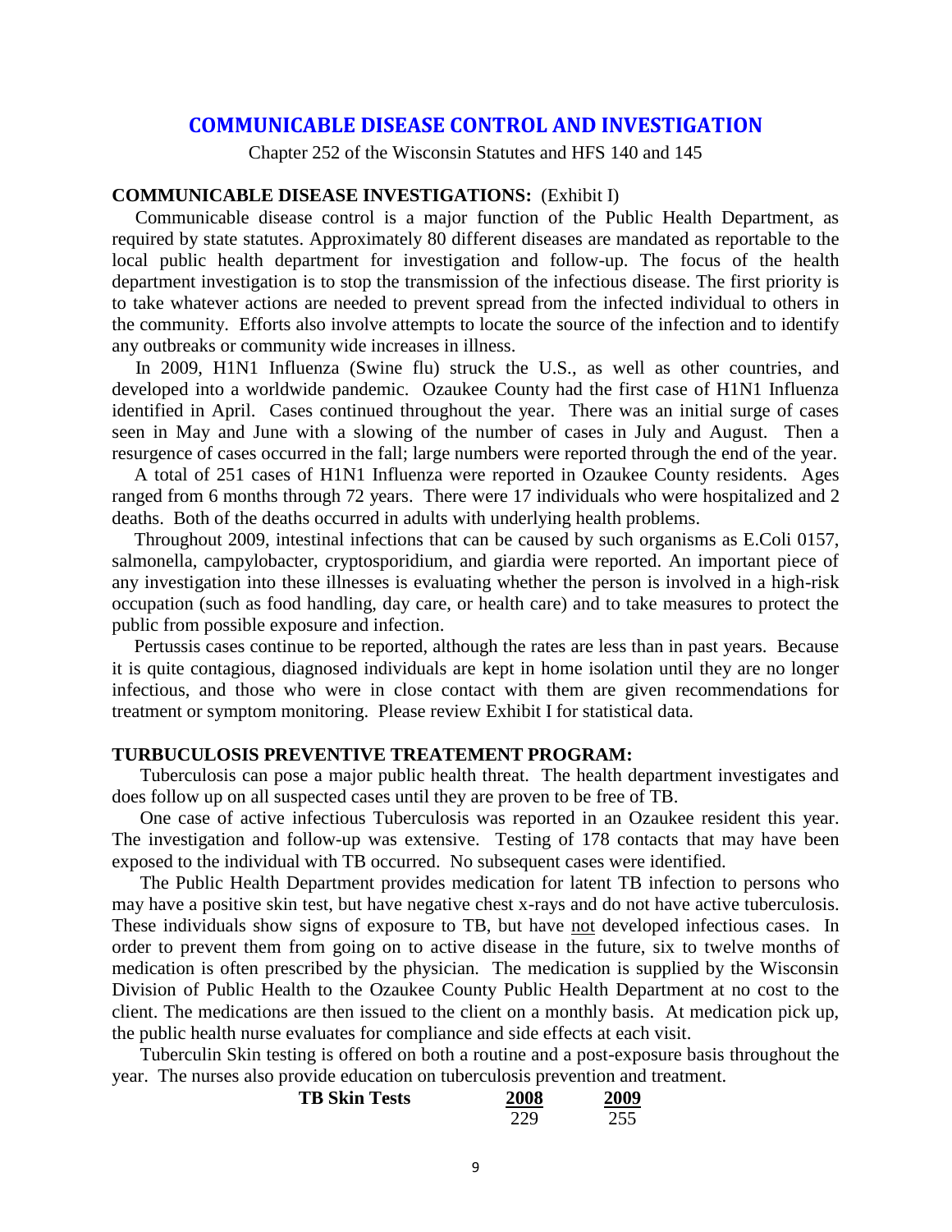# COMMUNICABLE DISEASE CONTROL AND INVESTIGATION

Chapter 252 of the Wisconsin Statutes and HFS 140 and 145

## COMMUNICABLE DISEASE INVESTIGATIONS: (Exhibit I)

Communicable disease control is a major function of the Public Health Department, as required by state statutes. Approximately 80 different diseases are mandated as reportable to the local public health department for investigation and follow-up. The focus of the health department investigation is to stop the transmission of the infectious disease. The first priority is to take whatever actions are needed to prevent spread from the infected individual to others in the community. Efforts also involve attempts to locate the source of the infection and to identify any outbreaks or community wide increases in illness.

In 2009, H1N1 Influenza (Swine flu) struck the U.S., as well as other countries, and developed into a worldwide pandemic. Ozaukee County had the first case of H1N1 Influenza identified in April. Cases continued throughout the year. There was an initial surge of cases seen in May and June with a slowing of the number of cases in July and August. Then a resurgence of cases occurred in the fall; large numbers were reported through the end of the year.

A total of 251 cases of H1N1 Influenza were reported in Ozaukee County residents. Ages ranged from 6 months through 72 years. There were 17 individuals who were hospitalized and 2 deaths. Both of the deaths occurred in adults with underlying health problems.

Throughout 2009, intestinal infections that can be caused by such organisms as E.Coli 0157, salmonella, campylobacter, cryptosporidium, and giardia were reported. An important piece of any investigation into these illnesses is evaluating whether the person is involved in a high-risk occupation (such as food handling, day care, or health care) and to take measures to protect the public from possible exposure and infection.

Pertussis cases continue to be reported, although the rates are less than in past years. Because it is quite contagious, diagnosed individuals are kept in home isolation until they are no longer infectious, and those who were in close contact with them are given recommendations for treatment or symptom monitoring. Please review Exhibit I for statistical data.

## TURBUCULOSIS PREVENTIVE TREATEMENT PROGRAM:

Tuberculosis can pose a major public health threat. The health department investigates and does follow up on all suspected cases until they are proven to be free of TB.

One case of active infectious Tuberculosis was reported in an Ozaukee resident this year. The investigation and follow-up was extensive. Testing of 178 contacts that may have been exposed to the individual with TB occurred. No subsequent cases were identified.

The Public Health Department provides medication for latent TB infection to persons who may have a positive skin test, but have negative chest x-rays and do not have active tuberculosis. These individuals show signs of exposure to TB, but have not developed infectious cases. In order to prevent them from going on to active disease in the future, six to twelve months of medication is often prescribed by the physician. The medication is supplied by the Wisconsin Division of Public Health to the Ozaukee County Public Health Department at no cost to the client. The medications are then issued to the client on a monthly basis. At medication pick up, the public health nurse evaluates for compliance and side effects at each visit.

Tuberculin Skin testing is offered on both a routine and a post-exposure basis throughout the year. The nurses also provide education on tuberculosis prevention and treatment.

| TB Skin Tests | 2008 | 2009 |
|---|---|---|
| | 229 | 255 |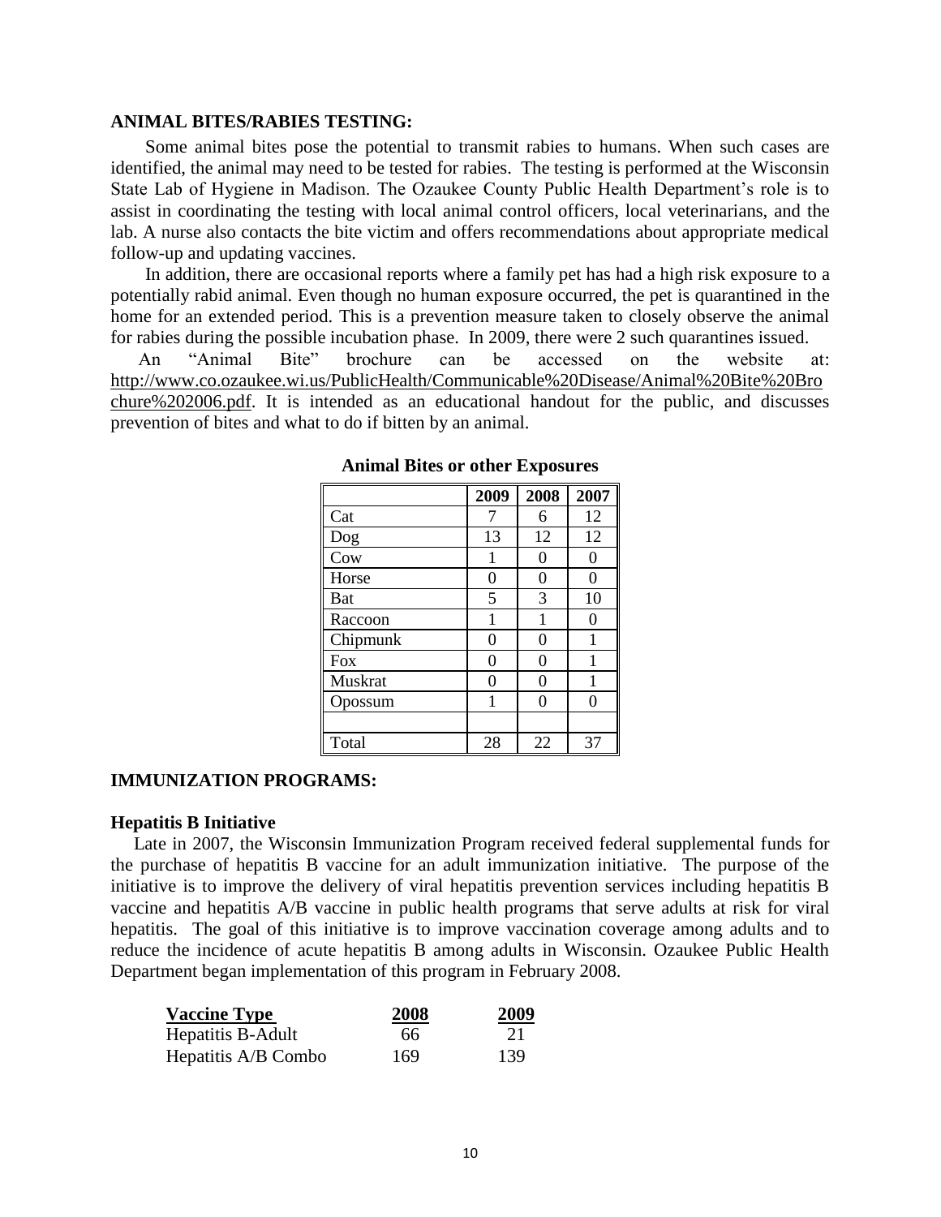## ANIMAL BITES/RABIES TESTING:

Some animal bites pose the potential to transmit rabies to humans. When such cases are identified, the animal may need to be tested for rabies. The testing is performed at the Wisconsin State Lab of Hygiene in Madison. The Ozaukee County Public Health Department's role is to assist in coordinating the testing with local animal control officers, local veterinarians, and the lab. A nurse also contacts the bite victim and offers recommendations about appropriate medical follow-up and updating vaccines.

In addition, there are occasional reports where a family pet has had a high risk exposure to a potentially rabid animal. Even though no human exposure occurred, the pet is quarantined in the home for an extended period. This is a prevention measure taken to closely observe the animal for rabies during the possible incubation phase. In 2009, there were 2 such quarantines issued.

An "Animal Bite" brochure can be accessed on the website at: http://www.co.ozaukee.wi.us/PublicHealth/Communicable%20Disease/Animal%20Bite%20Brochure%202006.pdf. It is intended as an educational handout for the public, and discusses prevention of bites and what to do if bitten by an animal.

**Animal Bites or other Exposures**

| | 2009 | 2008 | 2007 |
|---|---|---|---|
| Cat | 7 | 6 | 12 |
| Dog | 13 | 12 | 12 |
| Cow | 1 | 0 | 0 |
| Horse | 0 | 0 | 0 |
| Bat | 5 | 3 | 10 |
| Raccoon | 1 | 1 | 0 |
| Chipmunk | 0 | 0 | 1 |
| Fox | 0 | 0 | 1 |
| Muskrat | 0 | 0 | 1 |
| Opossum | 1 | 0 | 0 |
| | | | |
| Total | 28 | 22 | 37 |

## IMMUNIZATION PROGRAMS:

### Hepatitis B Initiative

Late in 2007, the Wisconsin Immunization Program received federal supplemental funds for the purchase of hepatitis B vaccine for an adult immunization initiative. The purpose of the initiative is to improve the delivery of viral hepatitis prevention services including hepatitis B vaccine and hepatitis A/B vaccine in public health programs that serve adults at risk for viral hepatitis. The goal of this initiative is to improve vaccination coverage among adults and to reduce the incidence of acute hepatitis B among adults in Wisconsin. Ozaukee Public Health Department began implementation of this program in February 2008.

| Vaccine Type | 2008 | 2009 |
|---|---|---|
| Hepatitis B-Adult | 66 | 21 |
| Hepatitis A/B Combo | 169 | 139 |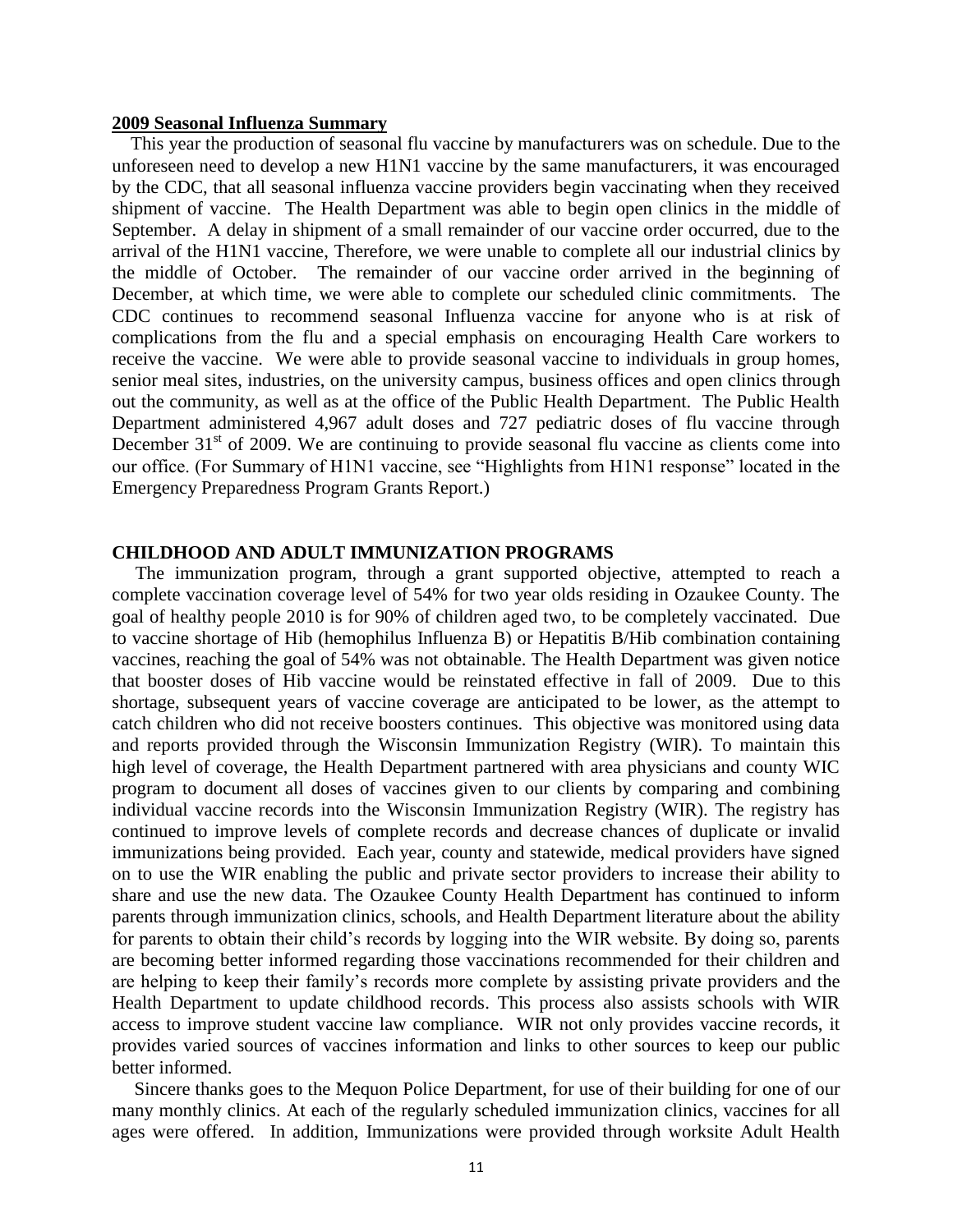**2009 Seasonal Influenza Summary**

This year the production of seasonal flu vaccine by manufacturers was on schedule. Due to the unforeseen need to develop a new H1N1 vaccine by the same manufacturers, it was encouraged by the CDC, that all seasonal influenza vaccine providers begin vaccinating when they received shipment of vaccine. The Health Department was able to begin open clinics in the middle of September. A delay in shipment of a small remainder of our vaccine order occurred, due to the arrival of the H1N1 vaccine, Therefore, we were unable to complete all our industrial clinics by the middle of October. The remainder of our vaccine order arrived in the beginning of December, at which time, we were able to complete our scheduled clinic commitments. The CDC continues to recommend seasonal Influenza vaccine for anyone who is at risk of complications from the flu and a special emphasis on encouraging Health Care workers to receive the vaccine. We were able to provide seasonal vaccine to individuals in group homes, senior meal sites, industries, on the university campus, business offices and open clinics through out the community, as well as at the office of the Public Health Department. The Public Health Department administered 4,967 adult doses and 727 pediatric doses of flu vaccine through December 31st of 2009. We are continuing to provide seasonal flu vaccine as clients come into our office. (For Summary of H1N1 vaccine, see "Highlights from H1N1 response" located in the Emergency Preparedness Program Grants Report.)

**CHILDHOOD AND ADULT IMMUNIZATION PROGRAMS**

The immunization program, through a grant supported objective, attempted to reach a complete vaccination coverage level of 54% for two year olds residing in Ozaukee County. The goal of healthy people 2010 is for 90% of children aged two, to be completely vaccinated. Due to vaccine shortage of Hib (hemophilus Influenza B) or Hepatitis B/Hib combination containing vaccines, reaching the goal of 54% was not obtainable. The Health Department was given notice that booster doses of Hib vaccine would be reinstated effective in fall of 2009. Due to this shortage, subsequent years of vaccine coverage are anticipated to be lower, as the attempt to catch children who did not receive boosters continues. This objective was monitored using data and reports provided through the Wisconsin Immunization Registry (WIR). To maintain this high level of coverage, the Health Department partnered with area physicians and county WIC program to document all doses of vaccines given to our clients by comparing and combining individual vaccine records into the Wisconsin Immunization Registry (WIR). The registry has continued to improve levels of complete records and decrease chances of duplicate or invalid immunizations being provided. Each year, county and statewide, medical providers have signed on to use the WIR enabling the public and private sector providers to increase their ability to share and use the new data. The Ozaukee County Health Department has continued to inform parents through immunization clinics, schools, and Health Department literature about the ability for parents to obtain their child's records by logging into the WIR website. By doing so, parents are becoming better informed regarding those vaccinations recommended for their children and are helping to keep their family's records more complete by assisting private providers and the Health Department to update childhood records. This process also assists schools with WIR access to improve student vaccine law compliance. WIR not only provides vaccine records, it provides varied sources of vaccines information and links to other sources to keep our public better informed.

Sincere thanks goes to the Mequon Police Department, for use of their building for one of our many monthly clinics. At each of the regularly scheduled immunization clinics, vaccines for all ages were offered. In addition, Immunizations were provided through worksite Adult Health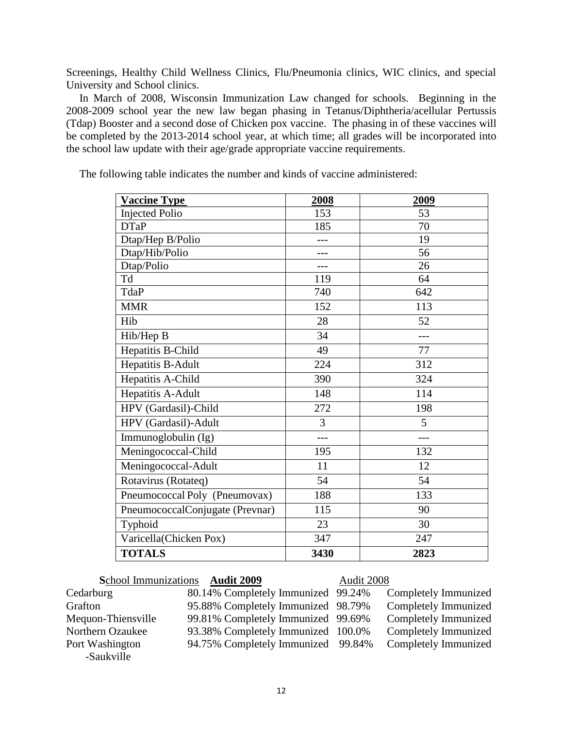Screenings, Healthy Child Wellness Clinics, Flu/Pneumonia clinics, WIC clinics, and special University and School clinics.

In March of 2008, Wisconsin Immunization Law changed for schools. Beginning in the 2008-2009 school year the new law began phasing in Tetanus/Diphtheria/acellular Pertussis (Tdap) Booster and a second dose of Chicken pox vaccine. The phasing in of these vaccines will be completed by the 2013-2014 school year, at which time; all grades will be incorporated into the school law update with their age/grade appropriate vaccine requirements.

The following table indicates the number and kinds of vaccine administered:

| Vaccine Type | 2008 | 2009 |
|---|---|---|
| Injected Polio | 153 | 53 |
| DTaP | 185 | 70 |
| Dtap/Hep B/Polio | --- | 19 |
| Dtap/Hib/Polio | --- | 56 |
| Dtap/Polio | --- | 26 |
| Td | 119 | 64 |
| TdaP | 740 | 642 |
| MMR | 152 | 113 |
| Hib | 28 | 52 |
| Hib/Hep B | 34 | --- |
| Hepatitis B-Child | 49 | 77 |
| Hepatitis B-Adult | 224 | 312 |
| Hepatitis A-Child | 390 | 324 |
| Hepatitis A-Adult | 148 | 114 |
| HPV (Gardasil)-Child | 272 | 198 |
| HPV (Gardasil)-Adult | 3 | 5 |
| Immunoglobulin (Ig) | --- | --- |
| Meningococcal-Child | 195 | 132 |
| Meningococcal-Adult | 11 | 12 |
| Rotavirus (Rotateq) | 54 | 54 |
| Pneumococcal Poly (Pneumovax) | 188 | 133 |
| PneumococcalConjugate (Prevnar) | 115 | 90 |
| Typhoid | 23 | 30 |
| Varicella(Chicken Pox) | 347 | 247 |
| **TOTALS** | **3430** | **2823** |

| School Immunizations | Audit 2009 | Audit 2008 |
|---|---|---|
| Cedarburg | 80.14% Completely Immunized | 99.24% Completely Immunized |
| Grafton | 95.88% Completely Immunized | 98.79% Completely Immunized |
| Mequon-Thiensville | 99.81% Completely Immunized | 99.69% Completely Immunized |
| Northern Ozaukee | 93.38% Completely Immunized | 100.0% Completely Immunized |
| Port Washington -Saukville | 94.75% Completely Immunized | 99.84% Completely Immunized |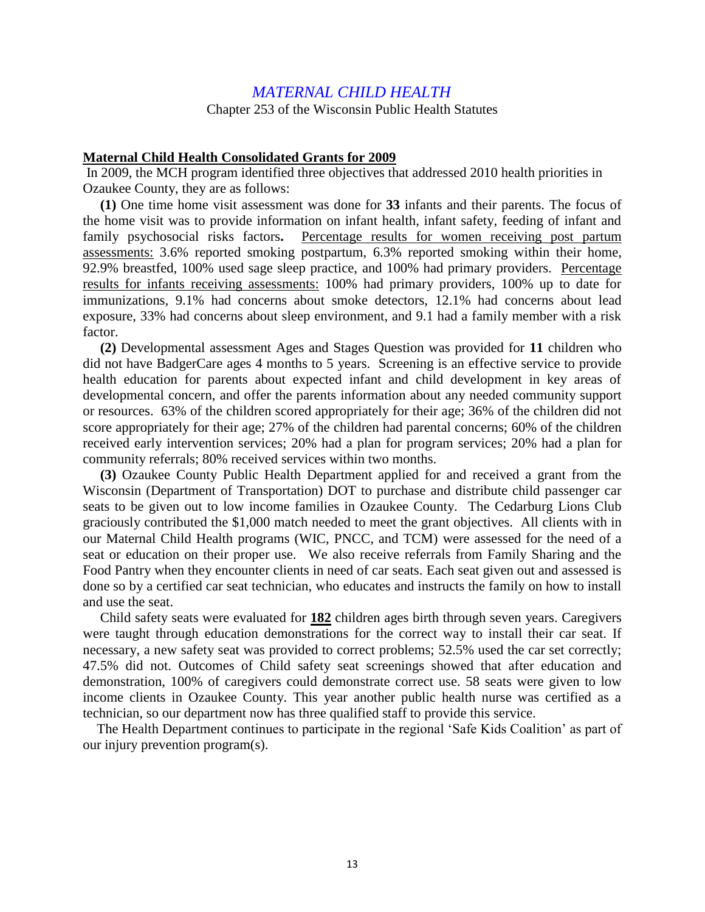# *MATERNAL CHILD HEALTH*

Chapter 253 of the Wisconsin Public Health Statutes

## Maternal Child Health Consolidated Grants for 2009

In 2009, the MCH program identified three objectives that addressed 2010 health priorities in Ozaukee County, they are as follows:

**(1)** One time home visit assessment was done for **33** infants and their parents. The focus of the home visit was to provide information on infant health, infant safety, feeding of infant and family psychosocial risks factors**.** Percentage results for women receiving post partum assessments: 3.6% reported smoking postpartum, 6.3% reported smoking within their home, 92.9% breastfed, 100% used sage sleep practice, and 100% had primary providers. Percentage results for infants receiving assessments: 100% had primary providers, 100% up to date for immunizations, 9.1% had concerns about smoke detectors, 12.1% had concerns about lead exposure, 33% had concerns about sleep environment, and 9.1 had a family member with a risk factor.

**(2)** Developmental assessment Ages and Stages Question was provided for **11** children who did not have BadgerCare ages 4 months to 5 years. Screening is an effective service to provide health education for parents about expected infant and child development in key areas of developmental concern, and offer the parents information about any needed community support or resources. 63% of the children scored appropriately for their age; 36% of the children did not score appropriately for their age; 27% of the children had parental concerns; 60% of the children received early intervention services; 20% had a plan for program services; 20% had a plan for community referrals; 80% received services within two months.

**(3)** Ozaukee County Public Health Department applied for and received a grant from the Wisconsin (Department of Transportation) DOT to purchase and distribute child passenger car seats to be given out to low income families in Ozaukee County. The Cedarburg Lions Club graciously contributed the $1,000 match needed to meet the grant objectives. All clients with in our Maternal Child Health programs (WIC, PNCC, and TCM) were assessed for the need of a seat or education on their proper use. We also receive referrals from Family Sharing and the Food Pantry when they encounter clients in need of car seats. Each seat given out and assessed is done so by a certified car seat technician, who educates and instructs the family on how to install and use the seat.

Child safety seats were evaluated for **182** children ages birth through seven years. Caregivers were taught through education demonstrations for the correct way to install their car seat. If necessary, a new safety seat was provided to correct problems; 52.5% used the car set correctly; 47.5% did not. Outcomes of Child safety seat screenings showed that after education and demonstration, 100% of caregivers could demonstrate correct use. 58 seats were given to low income clients in Ozaukee County. This year another public health nurse was certified as a technician, so our department now has three qualified staff to provide this service.

The Health Department continues to participate in the regional 'Safe Kids Coalition' as part of our injury prevention program(s).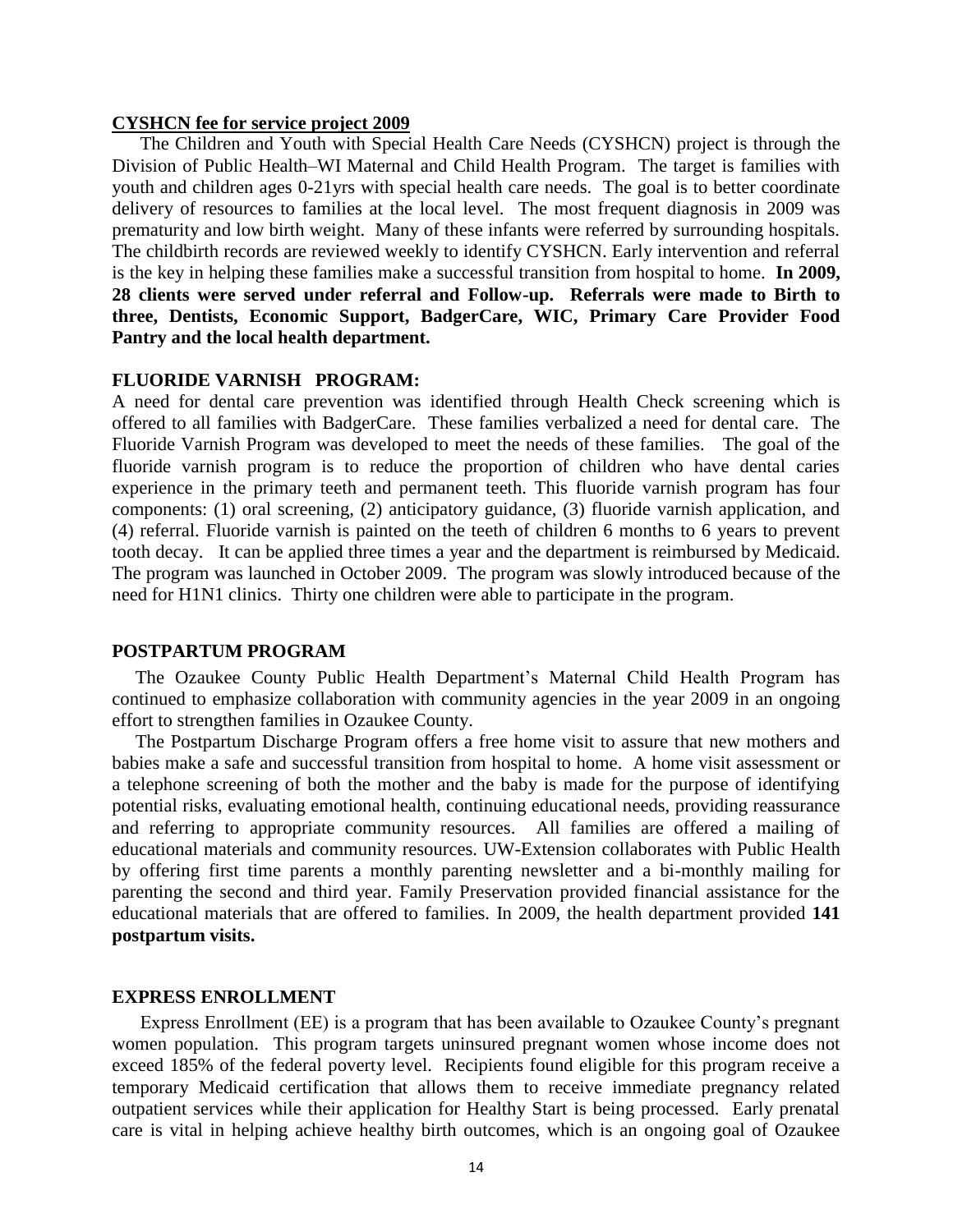**CYSHCN fee for service project 2009**

The Children and Youth with Special Health Care Needs (CYSHCN) project is through the Division of Public Health–WI Maternal and Child Health Program. The target is families with youth and children ages 0-21yrs with special health care needs. The goal is to better coordinate delivery of resources to families at the local level. The most frequent diagnosis in 2009 was prematurity and low birth weight. Many of these infants were referred by surrounding hospitals. The childbirth records are reviewed weekly to identify CYSHCN. Early intervention and referral is the key in helping these families make a successful transition from hospital to home. **In 2009, 28 clients were served under referral and Follow-up. Referrals were made to Birth to three, Dentists, Economic Support, BadgerCare, WIC, Primary Care Provider Food Pantry and the local health department.**

**FLUORIDE VARNISH PROGRAM:**

A need for dental care prevention was identified through Health Check screening which is offered to all families with BadgerCare. These families verbalized a need for dental care. The Fluoride Varnish Program was developed to meet the needs of these families. The goal of the fluoride varnish program is to reduce the proportion of children who have dental caries experience in the primary teeth and permanent teeth. This fluoride varnish program has four components: (1) oral screening, (2) anticipatory guidance, (3) fluoride varnish application, and (4) referral. Fluoride varnish is painted on the teeth of children 6 months to 6 years to prevent tooth decay. It can be applied three times a year and the department is reimbursed by Medicaid. The program was launched in October 2009. The program was slowly introduced because of the need for H1N1 clinics. Thirty one children were able to participate in the program.

**POSTPARTUM PROGRAM**

The Ozaukee County Public Health Department's Maternal Child Health Program has continued to emphasize collaboration with community agencies in the year 2009 in an ongoing effort to strengthen families in Ozaukee County.

The Postpartum Discharge Program offers a free home visit to assure that new mothers and babies make a safe and successful transition from hospital to home. A home visit assessment or a telephone screening of both the mother and the baby is made for the purpose of identifying potential risks, evaluating emotional health, continuing educational needs, providing reassurance and referring to appropriate community resources. All families are offered a mailing of educational materials and community resources. UW-Extension collaborates with Public Health by offering first time parents a monthly parenting newsletter and a bi-monthly mailing for parenting the second and third year. Family Preservation provided financial assistance for the educational materials that are offered to families. In 2009, the health department provided **141 postpartum visits.**

**EXPRESS ENROLLMENT**

Express Enrollment (EE) is a program that has been available to Ozaukee County's pregnant women population. This program targets uninsured pregnant women whose income does not exceed 185% of the federal poverty level. Recipients found eligible for this program receive a temporary Medicaid certification that allows them to receive immediate pregnancy related outpatient services while their application for Healthy Start is being processed. Early prenatal care is vital in helping achieve healthy birth outcomes, which is an ongoing goal of Ozaukee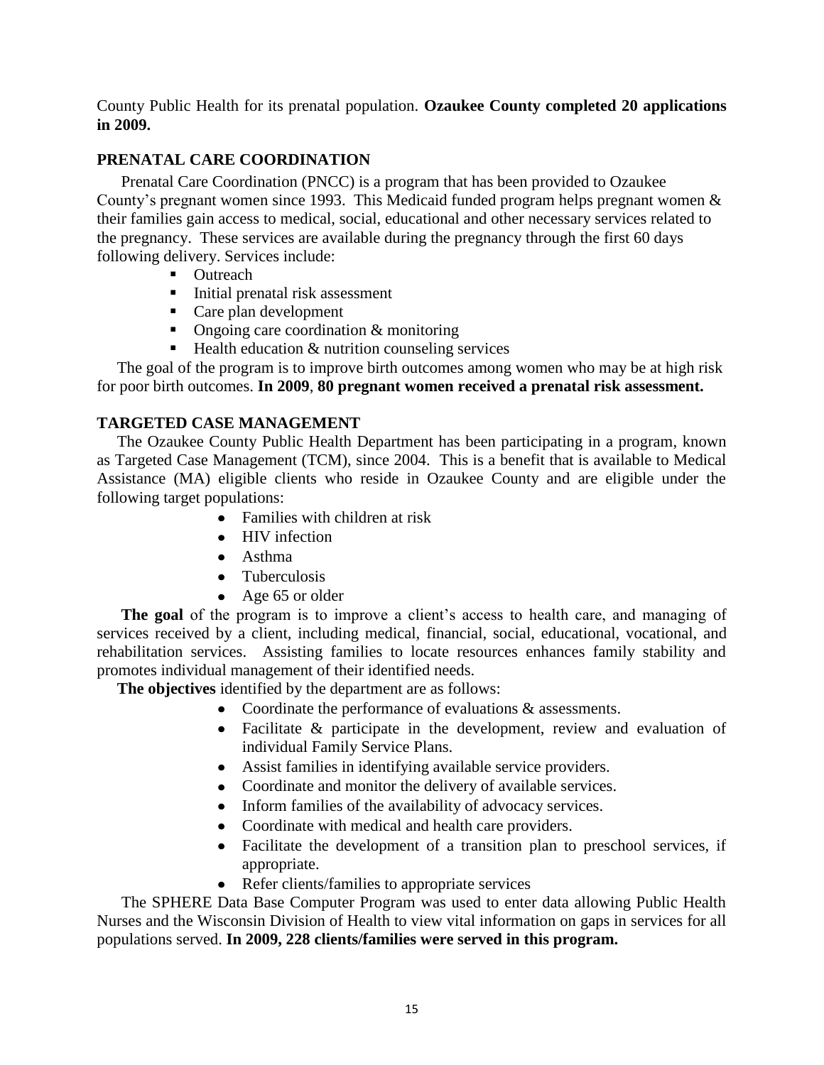County Public Health for its prenatal population. **Ozaukee County completed 20 applications in 2009.**

## PRENATAL CARE COORDINATION

Prenatal Care Coordination (PNCC) is a program that has been provided to Ozaukee County's pregnant women since 1993. This Medicaid funded program helps pregnant women & their families gain access to medical, social, educational and other necessary services related to the pregnancy. These services are available during the pregnancy through the first 60 days following delivery. Services include:

- Outreach
- Initial prenatal risk assessment
- Care plan development
- Ongoing care coordination & monitoring
- Health education & nutrition counseling services

The goal of the program is to improve birth outcomes among women who may be at high risk for poor birth outcomes. **In 2009**, **80 pregnant women received a prenatal risk assessment.**

## TARGETED CASE MANAGEMENT

The Ozaukee County Public Health Department has been participating in a program, known as Targeted Case Management (TCM), since 2004. This is a benefit that is available to Medical Assistance (MA) eligible clients who reside in Ozaukee County and are eligible under the following target populations:

- Families with children at risk
- HIV infection
- Asthma
- Tuberculosis
- Age 65 or older

**The goal** of the program is to improve a client's access to health care, and managing of services received by a client, including medical, financial, social, educational, vocational, and rehabilitation services. Assisting families to locate resources enhances family stability and promotes individual management of their identified needs.

**The objectives** identified by the department are as follows:

- Coordinate the performance of evaluations & assessments.
- Facilitate & participate in the development, review and evaluation of individual Family Service Plans.
- Assist families in identifying available service providers.
- Coordinate and monitor the delivery of available services.
- Inform families of the availability of advocacy services.
- Coordinate with medical and health care providers.
- Facilitate the development of a transition plan to preschool services, if appropriate.
- Refer clients/families to appropriate services

The SPHERE Data Base Computer Program was used to enter data allowing Public Health Nurses and the Wisconsin Division of Health to view vital information on gaps in services for all populations served. **In 2009, 228 clients/families were served in this program.**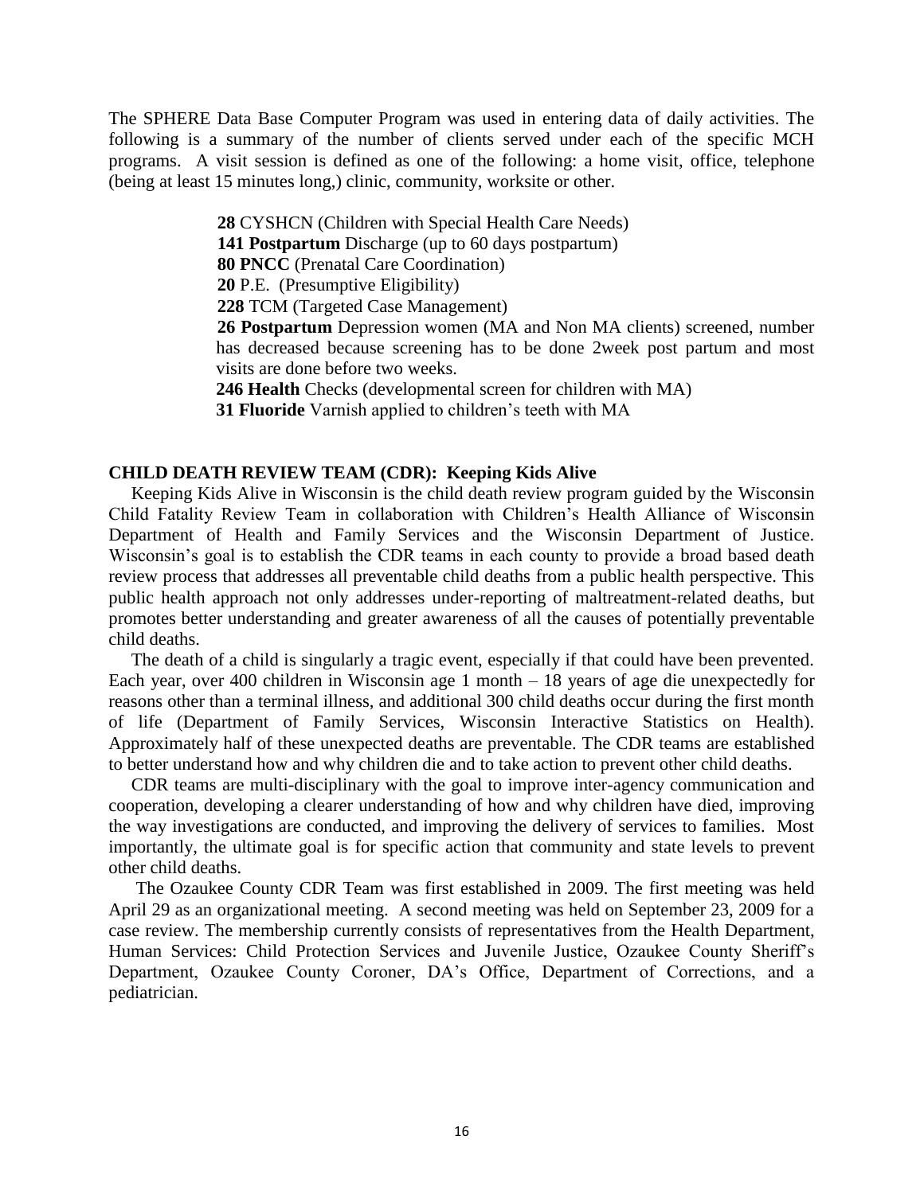The SPHERE Data Base Computer Program was used in entering data of daily activities. The following is a summary of the number of clients served under each of the specific MCH programs. A visit session is defined as one of the following: a home visit, office, telephone (being at least 15 minutes long,) clinic, community, worksite or other.

- **28** CYSHCN (Children with Special Health Care Needs)
- **141 Postpartum** Discharge (up to 60 days postpartum)
- **80 PNCC** (Prenatal Care Coordination)
- **20** P.E. (Presumptive Eligibility)
- **228** TCM (Targeted Case Management)
- **26 Postpartum** Depression women (MA and Non MA clients) screened, number has decreased because screening has to be done 2week post partum and most visits are done before two weeks.
- **246 Health** Checks (developmental screen for children with MA)
- **31 Fluoride** Varnish applied to children's teeth with MA

## CHILD DEATH REVIEW TEAM (CDR): Keeping Kids Alive

Keeping Kids Alive in Wisconsin is the child death review program guided by the Wisconsin Child Fatality Review Team in collaboration with Children's Health Alliance of Wisconsin Department of Health and Family Services and the Wisconsin Department of Justice. Wisconsin's goal is to establish the CDR teams in each county to provide a broad based death review process that addresses all preventable child deaths from a public health perspective. This public health approach not only addresses under-reporting of maltreatment-related deaths, but promotes better understanding and greater awareness of all the causes of potentially preventable child deaths.

The death of a child is singularly a tragic event, especially if that could have been prevented. Each year, over 400 children in Wisconsin age 1 month – 18 years of age die unexpectedly for reasons other than a terminal illness, and additional 300 child deaths occur during the first month of life (Department of Family Services, Wisconsin Interactive Statistics on Health). Approximately half of these unexpected deaths are preventable. The CDR teams are established to better understand how and why children die and to take action to prevent other child deaths.

CDR teams are multi-disciplinary with the goal to improve inter-agency communication and cooperation, developing a clearer understanding of how and why children have died, improving the way investigations are conducted, and improving the delivery of services to families. Most importantly, the ultimate goal is for specific action that community and state levels to prevent other child deaths.

The Ozaukee County CDR Team was first established in 2009. The first meeting was held April 29 as an organizational meeting. A second meeting was held on September 23, 2009 for a case review. The membership currently consists of representatives from the Health Department, Human Services: Child Protection Services and Juvenile Justice, Ozaukee County Sheriff's Department, Ozaukee County Coroner, DA's Office, Department of Corrections, and a pediatrician.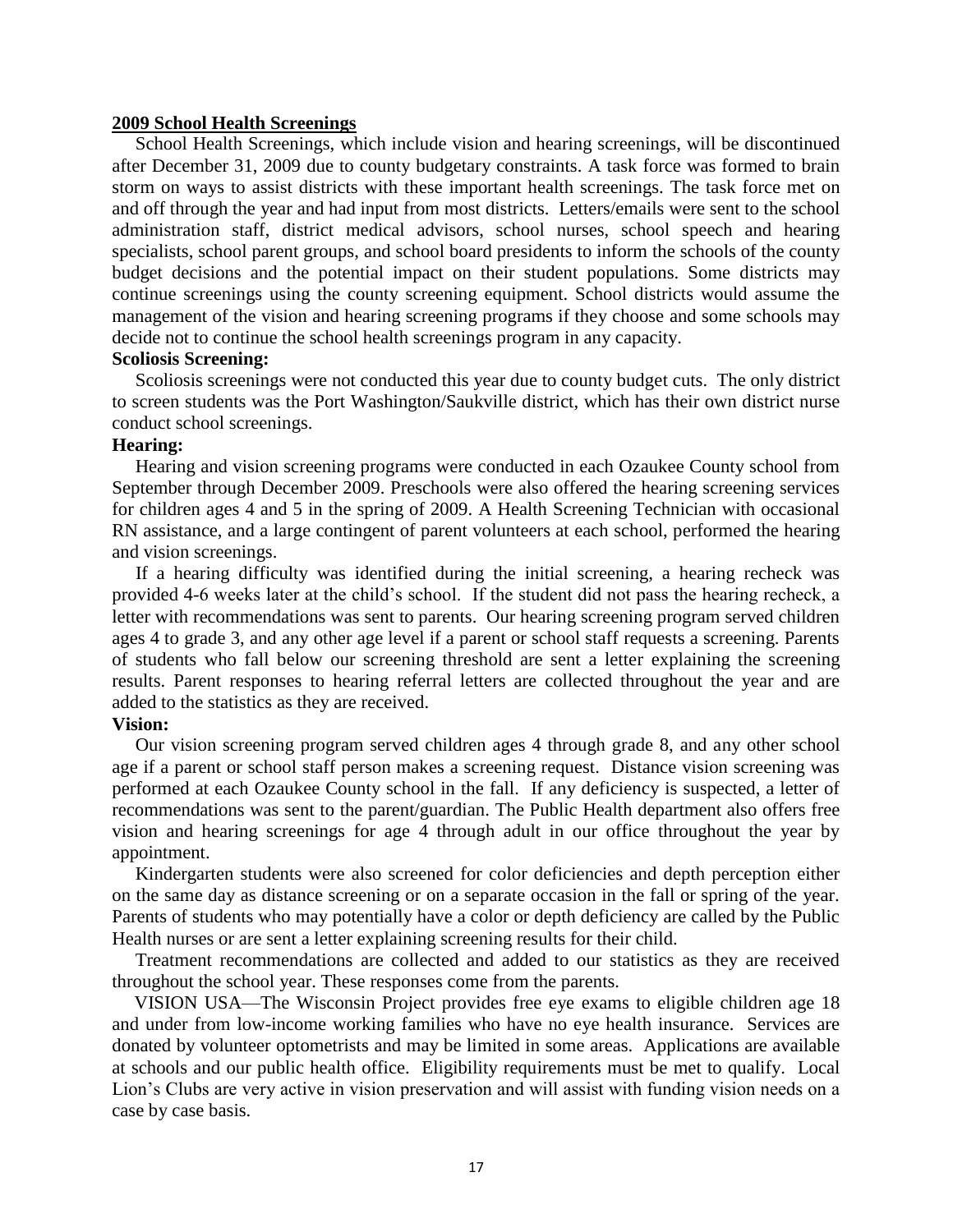## 2009 School Health Screenings

School Health Screenings, which include vision and hearing screenings, will be discontinued after December 31, 2009 due to county budgetary constraints. A task force was formed to brain storm on ways to assist districts with these important health screenings. The task force met on and off through the year and had input from most districts. Letters/emails were sent to the school administration staff, district medical advisors, school nurses, school speech and hearing specialists, school parent groups, and school board presidents to inform the schools of the county budget decisions and the potential impact on their student populations. Some districts may continue screenings using the county screening equipment. School districts would assume the management of the vision and hearing screening programs if they choose and some schools may decide not to continue the school health screenings program in any capacity.

### Scoliosis Screening:

Scoliosis screenings were not conducted this year due to county budget cuts. The only district to screen students was the Port Washington/Saukville district, which has their own district nurse conduct school screenings.

### Hearing:

Hearing and vision screening programs were conducted in each Ozaukee County school from September through December 2009. Preschools were also offered the hearing screening services for children ages 4 and 5 in the spring of 2009. A Health Screening Technician with occasional RN assistance, and a large contingent of parent volunteers at each school, performed the hearing and vision screenings.

If a hearing difficulty was identified during the initial screening, a hearing recheck was provided 4-6 weeks later at the child's school. If the student did not pass the hearing recheck, a letter with recommendations was sent to parents. Our hearing screening program served children ages 4 to grade 3, and any other age level if a parent or school staff requests a screening. Parents of students who fall below our screening threshold are sent a letter explaining the screening results. Parent responses to hearing referral letters are collected throughout the year and are added to the statistics as they are received.

### Vision:

Our vision screening program served children ages 4 through grade 8, and any other school age if a parent or school staff person makes a screening request. Distance vision screening was performed at each Ozaukee County school in the fall. If any deficiency is suspected, a letter of recommendations was sent to the parent/guardian. The Public Health department also offers free vision and hearing screenings for age 4 through adult in our office throughout the year by appointment.

Kindergarten students were also screened for color deficiencies and depth perception either on the same day as distance screening or on a separate occasion in the fall or spring of the year. Parents of students who may potentially have a color or depth deficiency are called by the Public Health nurses or are sent a letter explaining screening results for their child.

Treatment recommendations are collected and added to our statistics as they are received throughout the school year. These responses come from the parents.

VISION USA—The Wisconsin Project provides free eye exams to eligible children age 18 and under from low-income working families who have no eye health insurance. Services are donated by volunteer optometrists and may be limited in some areas. Applications are available at schools and our public health office. Eligibility requirements must be met to qualify. Local Lion's Clubs are very active in vision preservation and will assist with funding vision needs on a case by case basis.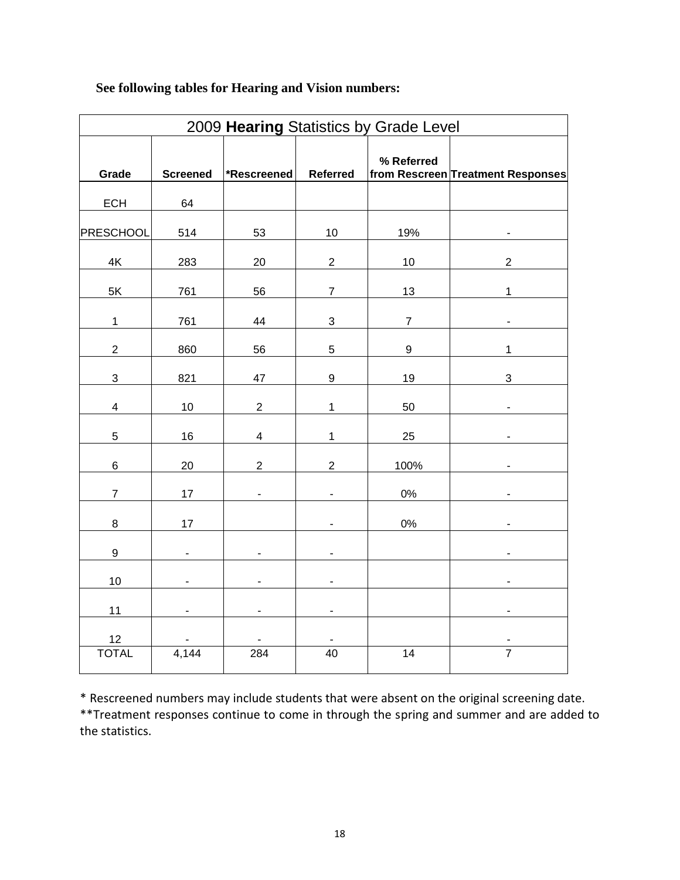**See following tables for Hearing and Vision numbers:**

| 2009 **Hearing** Statistics by Grade Level | | | | | |
|---|---|---|---|---|---|
| Grade | Screened | *Rescreened | Referred | % Referred from Rescreen | Treatment Responses |
| ECH | 64 | | | | |
| PRESCHOOL | 514 | 53 | 10 | 19% | - |
| 4K | 283 | 20 | 2 | 10 | 2 |
| 5K | 761 | 56 | 7 | 13 | 1 |
| 1 | 761 | 44 | 3 | 7 | - |
| 2 | 860 | 56 | 5 | 9 | 1 |
| 3 | 821 | 47 | 9 | 19 | 3 |
| 4 | 10 | 2 | 1 | 50 | - |
| 5 | 16 | 4 | 1 | 25 | - |
| 6 | 20 | 2 | 2 | 100% | - |
| 7 | 17 | - | - | 0% | - |
| 8 | 17 | | - | 0% | - |
| 9 | - | - | - | | - |
| 10 | - | - | - | | - |
| 11 | - | - | - | | - |
| 12 | - | - | - | | - |
| TOTAL | 4,144 | 284 | 40 | 14 | 7 |

* Rescreened numbers may include students that were absent on the original screening date.
**Treatment responses continue to come in through the spring and summer and are added to the statistics.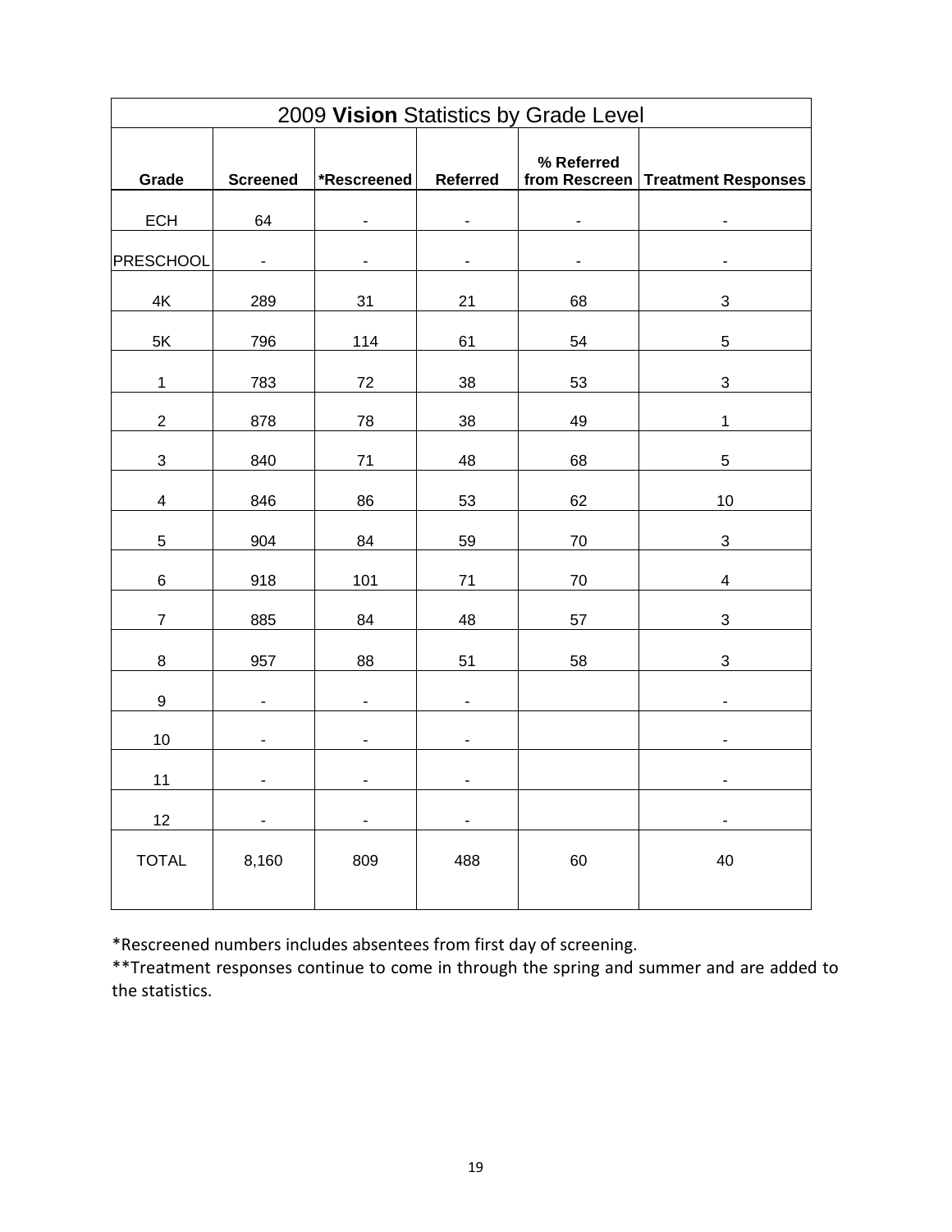| 2009 **Vision** Statistics by Grade Level | | | | | |
|---|---|---|---|---|---|
| **Grade** | **Screened** | ***Rescreened** | **Referred** | **% Referred from Rescreen** | **Treatment Responses** |
| ECH | 64 | - | - | - | - |
| PRESCHOOL | - | - | - | - | - |
| 4K | 289 | 31 | 21 | 68 | 3 |
| 5K | 796 | 114 | 61 | 54 | 5 |
| 1 | 783 | 72 | 38 | 53 | 3 |
| 2 | 878 | 78 | 38 | 49 | 1 |
| 3 | 840 | 71 | 48 | 68 | 5 |
| 4 | 846 | 86 | 53 | 62 | 10 |
| 5 | 904 | 84 | 59 | 70 | 3 |
| 6 | 918 | 101 | 71 | 70 | 4 |
| 7 | 885 | 84 | 48 | 57 | 3 |
| 8 | 957 | 88 | 51 | 58 | 3 |
| 9 | - | - | - | | - |
| 10 | - | - | - | | - |
| 11 | - | - | - | | - |
| 12 | - | - | - | | - |
| TOTAL | 8,160 | 809 | 488 | 60 | 40 |

*Rescreened numbers includes absentees from first day of screening.

**Treatment responses continue to come in through the spring and summer and are added to the statistics.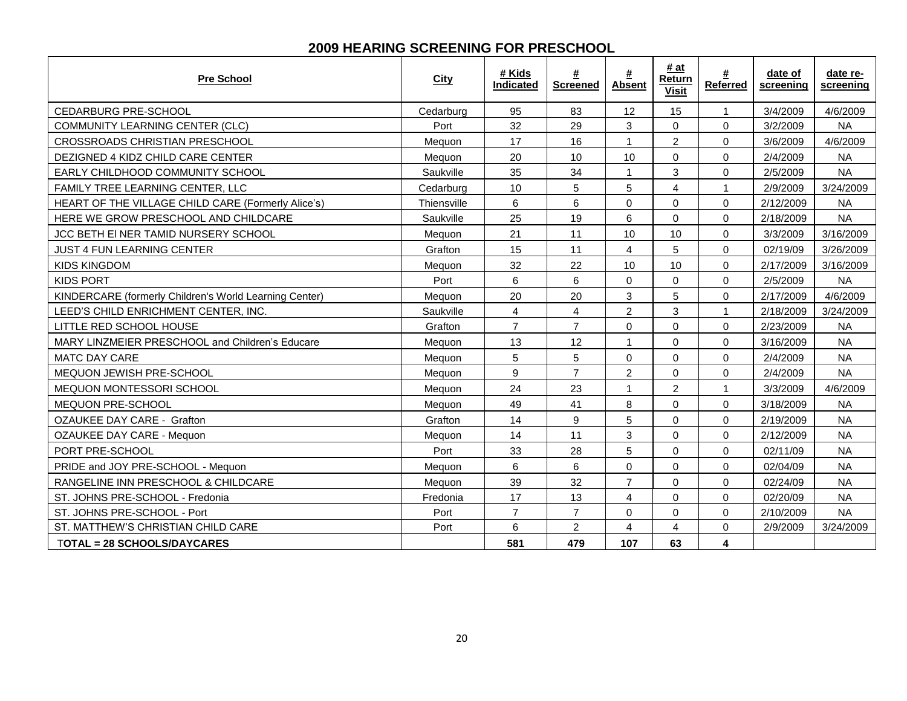## 2009 HEARING SCREENING FOR PRESCHOOL

| Pre School | City | # Kids Indicated | # Screened | # Absent | # at Return Visit | # Referred | date of screening | date re-screening |
|---|---|---|---|---|---|---|---|---|
| CEDARBURG PRE-SCHOOL | Cedarburg | 95 | 83 | 12 | 15 | 1 | 3/4/2009 | 4/6/2009 |
| COMMUNITY LEARNING CENTER (CLC) | Port | 32 | 29 | 3 | 0 | 0 | 3/2/2009 | NA |
| CROSSROADS CHRISTIAN PRESCHOOL | Mequon | 17 | 16 | 1 | 2 | 0 | 3/6/2009 | 4/6/2009 |
| DEZIGNED 4 KIDZ CHILD CARE CENTER | Mequon | 20 | 10 | 10 | 0 | 0 | 2/4/2009 | NA |
| EARLY CHILDHOOD COMMUNITY SCHOOL | Saukville | 35 | 34 | 1 | 3 | 0 | 2/5/2009 | NA |
| FAMILY TREE LEARNING CENTER, LLC | Cedarburg | 10 | 5 | 5 | 4 | 1 | 2/9/2009 | 3/24/2009 |
| HEART OF THE VILLAGE CHILD CARE (Formerly Alice's) | Thiensville | 6 | 6 | 0 | 0 | 0 | 2/12/2009 | NA |
| HERE WE GROW PRESCHOOL AND CHILDCARE | Saukville | 25 | 19 | 6 | 0 | 0 | 2/18/2009 | NA |
| JCC BETH El NER TAMID NURSERY SCHOOL | Mequon | 21 | 11 | 10 | 10 | 0 | 3/3/2009 | 3/16/2009 |
| JUST 4 FUN LEARNING CENTER | Grafton | 15 | 11 | 4 | 5 | 0 | 02/19/09 | 3/26/2009 |
| KIDS KINGDOM | Mequon | 32 | 22 | 10 | 10 | 0 | 2/17/2009 | 3/16/2009 |
| KIDS PORT | Port | 6 | 6 | 0 | 0 | 0 | 2/5/2009 | NA |
| KINDERCARE (formerly Children's World Learning Center) | Mequon | 20 | 20 | 3 | 5 | 0 | 2/17/2009 | 4/6/2009 |
| LEED'S CHILD ENRICHMENT CENTER, INC. | Saukville | 4 | 4 | 2 | 3 | 1 | 2/18/2009 | 3/24/2009 |
| LITTLE RED SCHOOL HOUSE | Grafton | 7 | 7 | 0 | 0 | 0 | 2/23/2009 | NA |
| MARY LINZMEIER PRESCHOOL and Children's Educare | Mequon | 13 | 12 | 1 | 0 | 0 | 3/16/2009 | NA |
| MATC DAY CARE | Mequon | 5 | 5 | 0 | 0 | 0 | 2/4/2009 | NA |
| MEQUON JEWISH PRE-SCHOOL | Mequon | 9 | 7 | 2 | 0 | 0 | 2/4/2009 | NA |
| MEQUON MONTESSORI SCHOOL | Mequon | 24 | 23 | 1 | 2 | 1 | 3/3/2009 | 4/6/2009 |
| MEQUON PRE-SCHOOL | Mequon | 49 | 41 | 8 | 0 | 0 | 3/18/2009 | NA |
| OZAUKEE DAY CARE - Grafton | Grafton | 14 | 9 | 5 | 0 | 0 | 2/19/2009 | NA |
| OZAUKEE DAY CARE - Mequon | Mequon | 14 | 11 | 3 | 0 | 0 | 2/12/2009 | NA |
| PORT PRE-SCHOOL | Port | 33 | 28 | 5 | 0 | 0 | 02/11/09 | NA |
| PRIDE and JOY PRE-SCHOOL - Mequon | Mequon | 6 | 6 | 0 | 0 | 0 | 02/04/09 | NA |
| RANGELINE INN PRESCHOOL & CHILDCARE | Mequon | 39 | 32 | 7 | 0 | 0 | 02/24/09 | NA |
| ST. JOHNS PRE-SCHOOL - Fredonia | Fredonia | 17 | 13 | 4 | 0 | 0 | 02/20/09 | NA |
| ST. JOHNS PRE-SCHOOL - Port | Port | 7 | 7 | 0 | 0 | 0 | 2/10/2009 | NA |
| ST. MATTHEW'S CHRISTIAN CHILD CARE | Port | 6 | 2 | 4 | 4 | 0 | 2/9/2009 | 3/24/2009 |
| **TOTAL = 28 SCHOOLS/DAYCARES** | | **581** | **479** | **107** | **63** | **4** | | |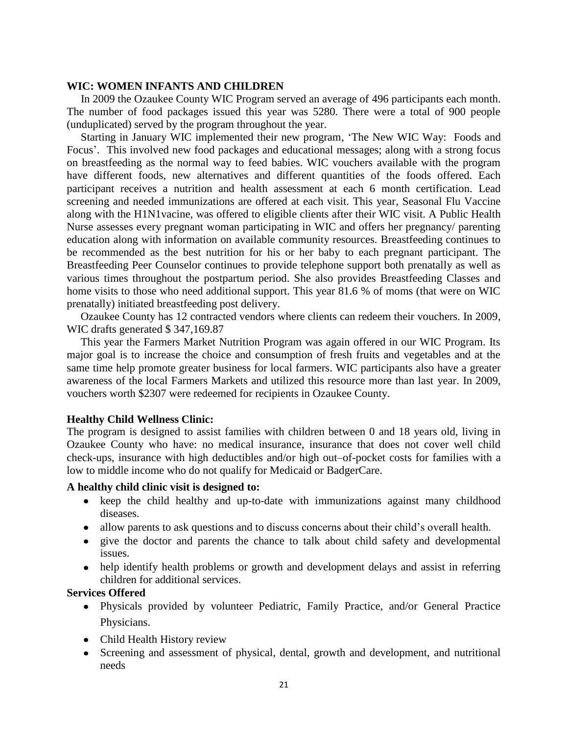## WIC: WOMEN INFANTS AND CHILDREN

In 2009 the Ozaukee County WIC Program served an average of 496 participants each month. The number of food packages issued this year was 5280. There were a total of 900 people (unduplicated) served by the program throughout the year.

Starting in January WIC implemented their new program, 'The New WIC Way: Foods and Focus'. This involved new food packages and educational messages; along with a strong focus on breastfeeding as the normal way to feed babies. WIC vouchers available with the program have different foods, new alternatives and different quantities of the foods offered. Each participant receives a nutrition and health assessment at each 6 month certification. Lead screening and needed immunizations are offered at each visit. This year, Seasonal Flu Vaccine along with the H1N1vacine, was offered to eligible clients after their WIC visit. A Public Health Nurse assesses every pregnant woman participating in WIC and offers her pregnancy/ parenting education along with information on available community resources. Breastfeeding continues to be recommended as the best nutrition for his or her baby to each pregnant participant. The Breastfeeding Peer Counselor continues to provide telephone support both prenatally as well as various times throughout the postpartum period. She also provides Breastfeeding Classes and home visits to those who need additional support. This year 81.6 % of moms (that were on WIC prenatally) initiated breastfeeding post delivery.

Ozaukee County has 12 contracted vendors where clients can redeem their vouchers. In 2009, WIC drafts generated $ 347,169.87

This year the Farmers Market Nutrition Program was again offered in our WIC Program. Its major goal is to increase the choice and consumption of fresh fruits and vegetables and at the same time help promote greater business for local farmers. WIC participants also have a greater awareness of the local Farmers Markets and utilized this resource more than last year. In 2009, vouchers worth $2307 were redeemed for recipients in Ozaukee County.

### Healthy Child Wellness Clinic:

The program is designed to assist families with children between 0 and 18 years old, living in Ozaukee County who have: no medical insurance, insurance that does not cover well child check-ups, insurance with high deductibles and/or high out–of-pocket costs for families with a low to middle income who do not qualify for Medicaid or BadgerCare.

**A healthy child clinic visit is designed to:**

- keep the child healthy and up-to-date with immunizations against many childhood diseases.
- allow parents to ask questions and to discuss concerns about their child's overall health.
- give the doctor and parents the chance to talk about child safety and developmental issues.
- help identify health problems or growth and development delays and assist in referring children for additional services.

**Services Offered**

- Physicals provided by volunteer Pediatric, Family Practice, and/or General Practice Physicians.
- Child Health History review
- Screening and assessment of physical, dental, growth and development, and nutritional needs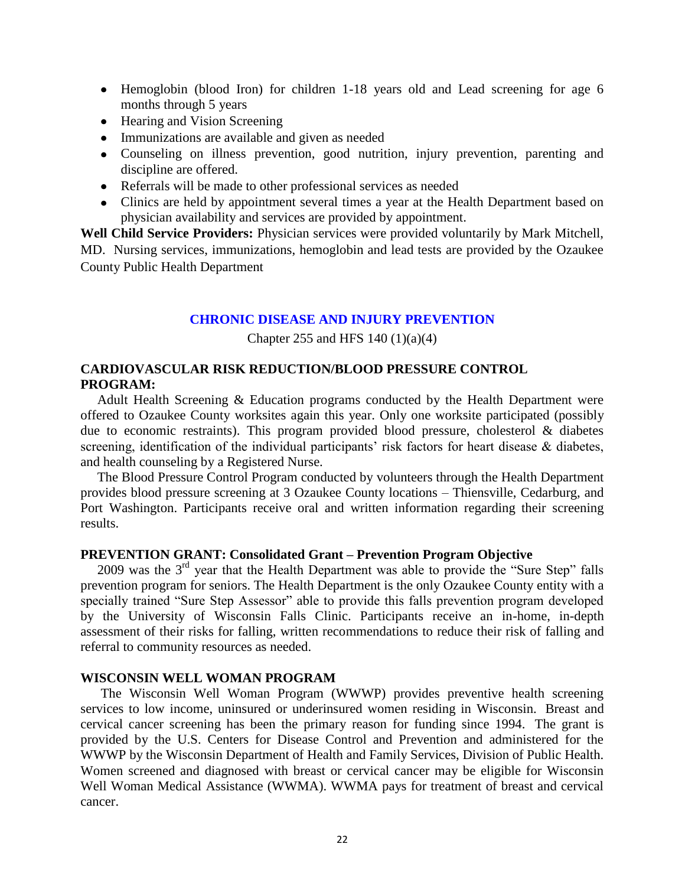- Hemoglobin (blood Iron) for children 1-18 years old and Lead screening for age 6 months through 5 years
- Hearing and Vision Screening
- Immunizations are available and given as needed
- Counseling on illness prevention, good nutrition, injury prevention, parenting and discipline are offered.
- Referrals will be made to other professional services as needed
- Clinics are held by appointment several times a year at the Health Department based on physician availability and services are provided by appointment.

**Well Child Service Providers:** Physician services were provided voluntarily by Mark Mitchell, MD. Nursing services, immunizations, hemoglobin and lead tests are provided by the Ozaukee County Public Health Department

## CHRONIC DISEASE AND INJURY PREVENTION

Chapter 255 and HFS 140 (1)(a)(4)

### CARDIOVASCULAR RISK REDUCTION/BLOOD PRESSURE CONTROL PROGRAM:

Adult Health Screening & Education programs conducted by the Health Department were offered to Ozaukee County worksites again this year. Only one worksite participated (possibly due to economic restraints). This program provided blood pressure, cholesterol & diabetes screening, identification of the individual participants' risk factors for heart disease & diabetes, and health counseling by a Registered Nurse.

The Blood Pressure Control Program conducted by volunteers through the Health Department provides blood pressure screening at 3 Ozaukee County locations – Thiensville, Cedarburg, and Port Washington. Participants receive oral and written information regarding their screening results.

### PREVENTION GRANT: Consolidated Grant – Prevention Program Objective

2009 was the 3rd year that the Health Department was able to provide the "Sure Step" falls prevention program for seniors. The Health Department is the only Ozaukee County entity with a specially trained "Sure Step Assessor" able to provide this falls prevention program developed by the University of Wisconsin Falls Clinic. Participants receive an in-home, in-depth assessment of their risks for falling, written recommendations to reduce their risk of falling and referral to community resources as needed.

### WISCONSIN WELL WOMAN PROGRAM

The Wisconsin Well Woman Program (WWWP) provides preventive health screening services to low income, uninsured or underinsured women residing in Wisconsin. Breast and cervical cancer screening has been the primary reason for funding since 1994. The grant is provided by the U.S. Centers for Disease Control and Prevention and administered for the WWWP by the Wisconsin Department of Health and Family Services, Division of Public Health. Women screened and diagnosed with breast or cervical cancer may be eligible for Wisconsin Well Woman Medical Assistance (WWMA). WWMA pays for treatment of breast and cervical cancer.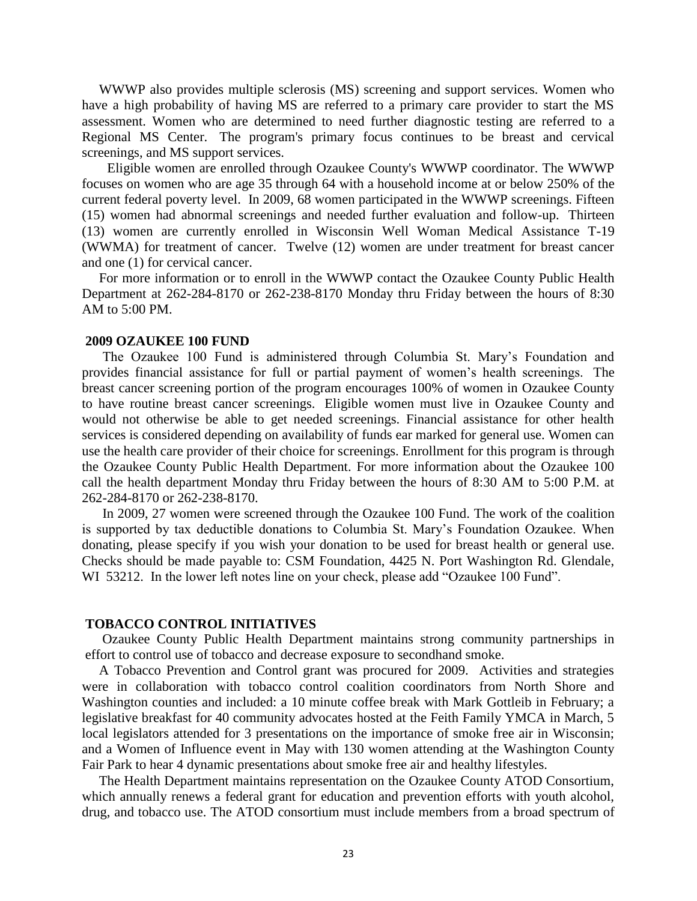WWWP also provides multiple sclerosis (MS) screening and support services. Women who have a high probability of having MS are referred to a primary care provider to start the MS assessment. Women who are determined to need further diagnostic testing are referred to a Regional MS Center. The program's primary focus continues to be breast and cervical screenings, and MS support services.

Eligible women are enrolled through Ozaukee County's WWWP coordinator. The WWWP focuses on women who are age 35 through 64 with a household income at or below 250% of the current federal poverty level. In 2009, 68 women participated in the WWWP screenings. Fifteen (15) women had abnormal screenings and needed further evaluation and follow-up. Thirteen (13) women are currently enrolled in Wisconsin Well Woman Medical Assistance T-19 (WWMA) for treatment of cancer. Twelve (12) women are under treatment for breast cancer and one (1) for cervical cancer.

For more information or to enroll in the WWWP contact the Ozaukee County Public Health Department at 262-284-8170 or 262-238-8170 Monday thru Friday between the hours of 8:30 AM to 5:00 PM.

## 2009 OZAUKEE 100 FUND

The Ozaukee 100 Fund is administered through Columbia St. Mary's Foundation and provides financial assistance for full or partial payment of women's health screenings. The breast cancer screening portion of the program encourages 100% of women in Ozaukee County to have routine breast cancer screenings. Eligible women must live in Ozaukee County and would not otherwise be able to get needed screenings. Financial assistance for other health services is considered depending on availability of funds ear marked for general use. Women can use the health care provider of their choice for screenings. Enrollment for this program is through the Ozaukee County Public Health Department. For more information about the Ozaukee 100 call the health department Monday thru Friday between the hours of 8:30 AM to 5:00 P.M. at 262-284-8170 or 262-238-8170.

In 2009, 27 women were screened through the Ozaukee 100 Fund. The work of the coalition is supported by tax deductible donations to Columbia St. Mary's Foundation Ozaukee. When donating, please specify if you wish your donation to be used for breast health or general use. Checks should be made payable to: CSM Foundation, 4425 N. Port Washington Rd. Glendale, WI 53212. In the lower left notes line on your check, please add "Ozaukee 100 Fund".

## TOBACCO CONTROL INITIATIVES

Ozaukee County Public Health Department maintains strong community partnerships in effort to control use of tobacco and decrease exposure to secondhand smoke.

A Tobacco Prevention and Control grant was procured for 2009. Activities and strategies were in collaboration with tobacco control coalition coordinators from North Shore and Washington counties and included: a 10 minute coffee break with Mark Gottleib in February; a legislative breakfast for 40 community advocates hosted at the Feith Family YMCA in March, 5 local legislators attended for 3 presentations on the importance of smoke free air in Wisconsin; and a Women of Influence event in May with 130 women attending at the Washington County Fair Park to hear 4 dynamic presentations about smoke free air and healthy lifestyles.

The Health Department maintains representation on the Ozaukee County ATOD Consortium, which annually renews a federal grant for education and prevention efforts with youth alcohol, drug, and tobacco use. The ATOD consortium must include members from a broad spectrum of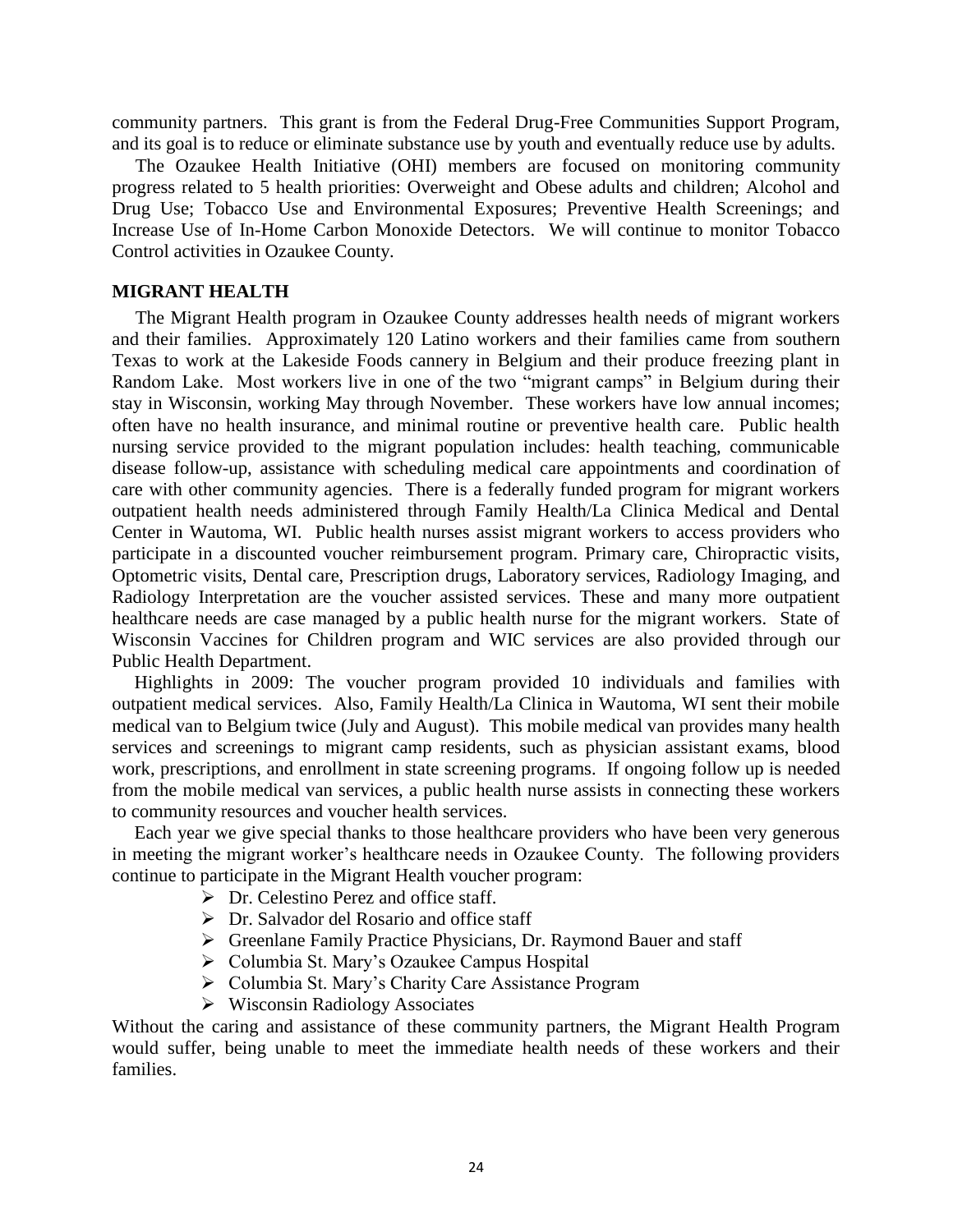community partners. This grant is from the Federal Drug-Free Communities Support Program, and its goal is to reduce or eliminate substance use by youth and eventually reduce use by adults.

The Ozaukee Health Initiative (OHI) members are focused on monitoring community progress related to 5 health priorities: Overweight and Obese adults and children; Alcohol and Drug Use; Tobacco Use and Environmental Exposures; Preventive Health Screenings; and Increase Use of In-Home Carbon Monoxide Detectors. We will continue to monitor Tobacco Control activities in Ozaukee County.

**MIGRANT HEALTH**

The Migrant Health program in Ozaukee County addresses health needs of migrant workers and their families. Approximately 120 Latino workers and their families came from southern Texas to work at the Lakeside Foods cannery in Belgium and their produce freezing plant in Random Lake. Most workers live in one of the two "migrant camps" in Belgium during their stay in Wisconsin, working May through November. These workers have low annual incomes; often have no health insurance, and minimal routine or preventive health care. Public health nursing service provided to the migrant population includes: health teaching, communicable disease follow-up, assistance with scheduling medical care appointments and coordination of care with other community agencies. There is a federally funded program for migrant workers outpatient health needs administered through Family Health/La Clinica Medical and Dental Center in Wautoma, WI. Public health nurses assist migrant workers to access providers who participate in a discounted voucher reimbursement program. Primary care, Chiropractic visits, Optometric visits, Dental care, Prescription drugs, Laboratory services, Radiology Imaging, and Radiology Interpretation are the voucher assisted services. These and many more outpatient healthcare needs are case managed by a public health nurse for the migrant workers. State of Wisconsin Vaccines for Children program and WIC services are also provided through our Public Health Department.

Highlights in 2009: The voucher program provided 10 individuals and families with outpatient medical services. Also, Family Health/La Clinica in Wautoma, WI sent their mobile medical van to Belgium twice (July and August). This mobile medical van provides many health services and screenings to migrant camp residents, such as physician assistant exams, blood work, prescriptions, and enrollment in state screening programs. If ongoing follow up is needed from the mobile medical van services, a public health nurse assists in connecting these workers to community resources and voucher health services.

Each year we give special thanks to those healthcare providers who have been very generous in meeting the migrant worker's healthcare needs in Ozaukee County. The following providers continue to participate in the Migrant Health voucher program:

- Dr. Celestino Perez and office staff.
- Dr. Salvador del Rosario and office staff
- Greenlane Family Practice Physicians, Dr. Raymond Bauer and staff
- Columbia St. Mary's Ozaukee Campus Hospital
- Columbia St. Mary's Charity Care Assistance Program
- Wisconsin Radiology Associates

Without the caring and assistance of these community partners, the Migrant Health Program would suffer, being unable to meet the immediate health needs of these workers and their families.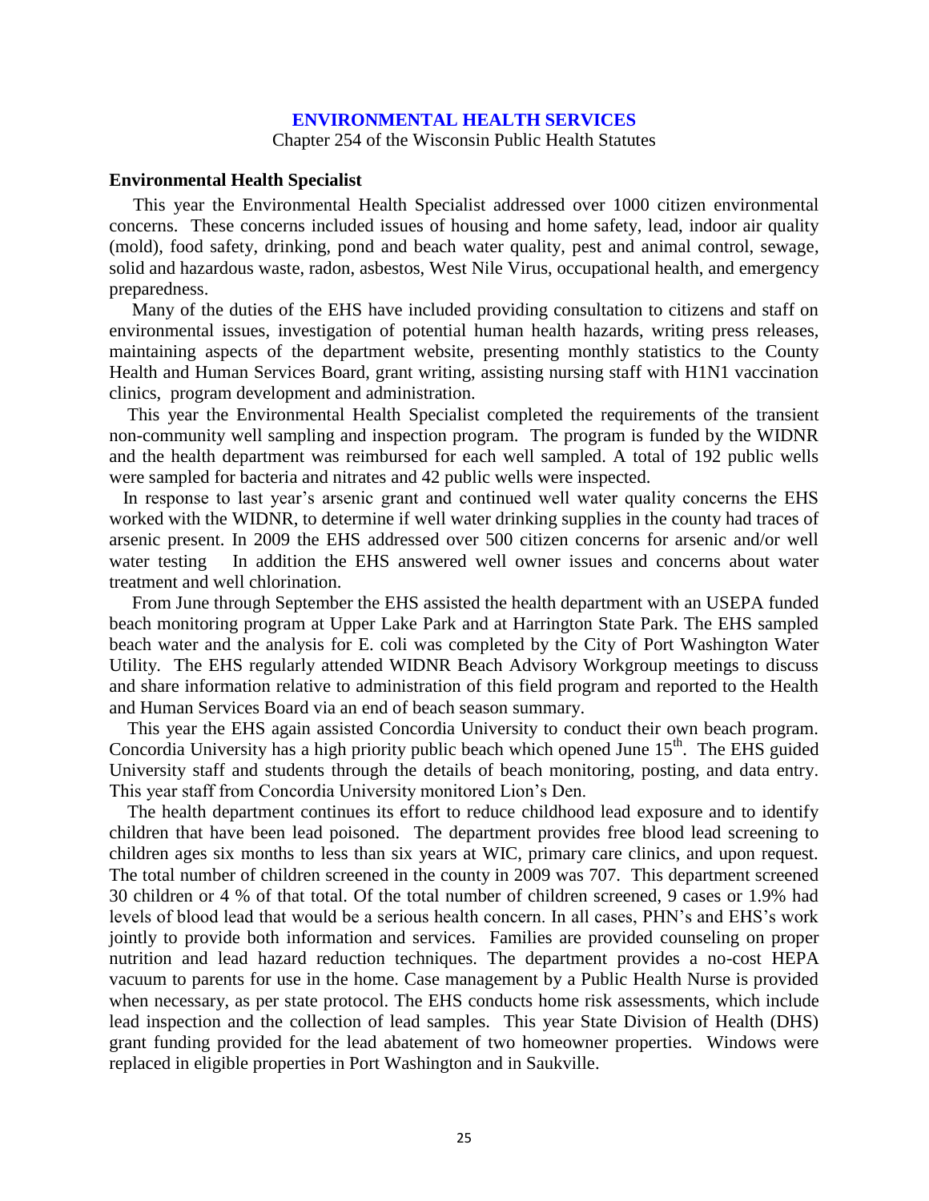## ENVIRONMENTAL HEALTH SERVICES

Chapter 254 of the Wisconsin Public Health Statutes

### Environmental Health Specialist

This year the Environmental Health Specialist addressed over 1000 citizen environmental concerns. These concerns included issues of housing and home safety, lead, indoor air quality (mold), food safety, drinking, pond and beach water quality, pest and animal control, sewage, solid and hazardous waste, radon, asbestos, West Nile Virus, occupational health, and emergency preparedness.

Many of the duties of the EHS have included providing consultation to citizens and staff on environmental issues, investigation of potential human health hazards, writing press releases, maintaining aspects of the department website, presenting monthly statistics to the County Health and Human Services Board, grant writing, assisting nursing staff with H1N1 vaccination clinics, program development and administration.

This year the Environmental Health Specialist completed the requirements of the transient non-community well sampling and inspection program. The program is funded by the WIDNR and the health department was reimbursed for each well sampled. A total of 192 public wells were sampled for bacteria and nitrates and 42 public wells were inspected.

In response to last year's arsenic grant and continued well water quality concerns the EHS worked with the WIDNR, to determine if well water drinking supplies in the county had traces of arsenic present. In 2009 the EHS addressed over 500 citizen concerns for arsenic and/or well water testing In addition the EHS answered well owner issues and concerns about water treatment and well chlorination.

From June through September the EHS assisted the health department with an USEPA funded beach monitoring program at Upper Lake Park and at Harrington State Park. The EHS sampled beach water and the analysis for E. coli was completed by the City of Port Washington Water Utility. The EHS regularly attended WIDNR Beach Advisory Workgroup meetings to discuss and share information relative to administration of this field program and reported to the Health and Human Services Board via an end of beach season summary.

This year the EHS again assisted Concordia University to conduct their own beach program. Concordia University has a high priority public beach which opened June 15th. The EHS guided University staff and students through the details of beach monitoring, posting, and data entry. This year staff from Concordia University monitored Lion's Den.

The health department continues its effort to reduce childhood lead exposure and to identify children that have been lead poisoned. The department provides free blood lead screening to children ages six months to less than six years at WIC, primary care clinics, and upon request. The total number of children screened in the county in 2009 was 707. This department screened 30 children or 4 % of that total. Of the total number of children screened, 9 cases or 1.9% had levels of blood lead that would be a serious health concern. In all cases, PHN's and EHS's work jointly to provide both information and services. Families are provided counseling on proper nutrition and lead hazard reduction techniques. The department provides a no-cost HEPA vacuum to parents for use in the home. Case management by a Public Health Nurse is provided when necessary, as per state protocol. The EHS conducts home risk assessments, which include lead inspection and the collection of lead samples. This year State Division of Health (DHS) grant funding provided for the lead abatement of two homeowner properties. Windows were replaced in eligible properties in Port Washington and in Saukville.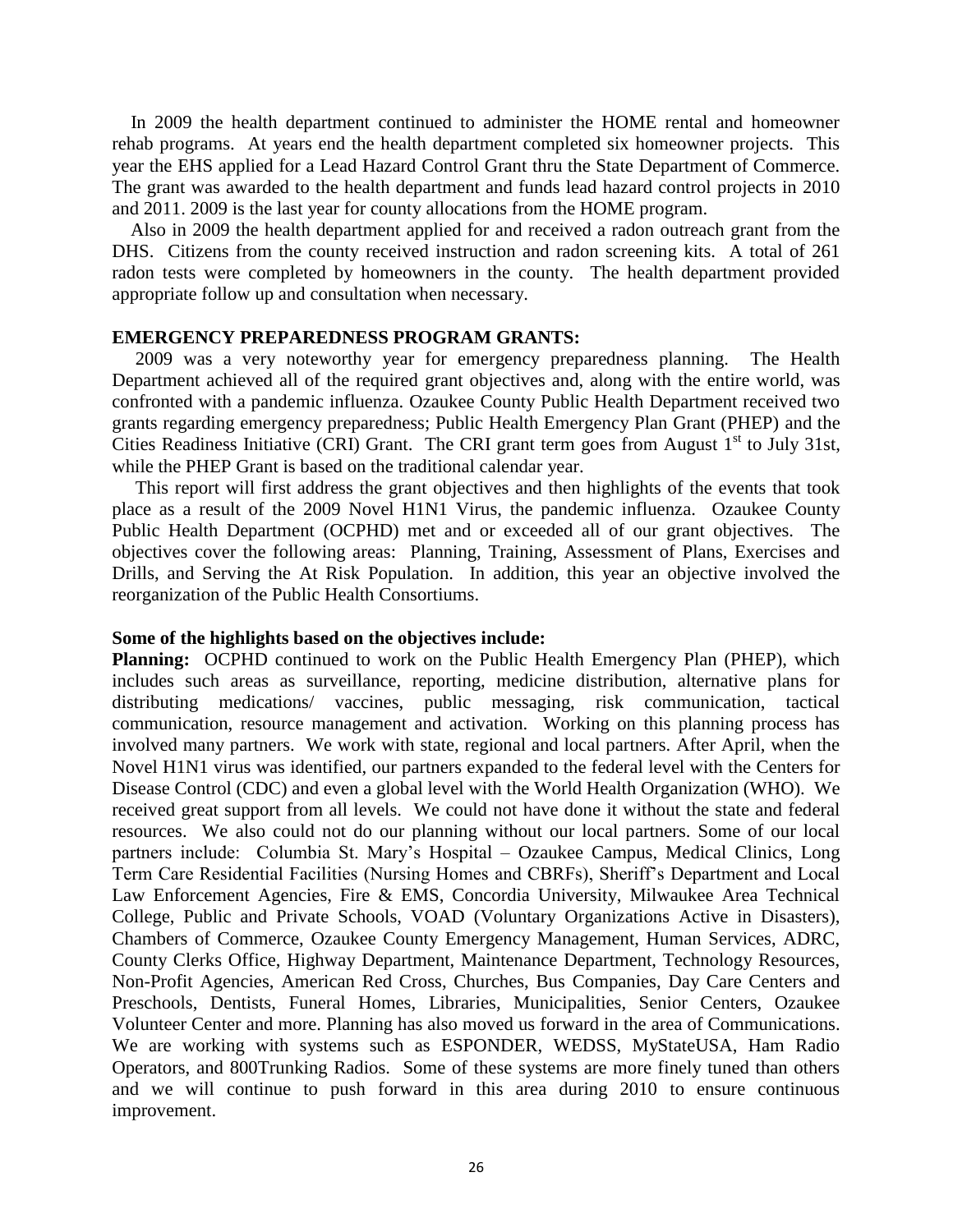In 2009 the health department continued to administer the HOME rental and homeowner rehab programs. At years end the health department completed six homeowner projects. This year the EHS applied for a Lead Hazard Control Grant thru the State Department of Commerce. The grant was awarded to the health department and funds lead hazard control projects in 2010 and 2011. 2009 is the last year for county allocations from the HOME program.

Also in 2009 the health department applied for and received a radon outreach grant from the DHS. Citizens from the county received instruction and radon screening kits. A total of 261 radon tests were completed by homeowners in the county. The health department provided appropriate follow up and consultation when necessary.

**EMERGENCY PREPAREDNESS PROGRAM GRANTS:**

2009 was a very noteworthy year for emergency preparedness planning. The Health Department achieved all of the required grant objectives and, along with the entire world, was confronted with a pandemic influenza. Ozaukee County Public Health Department received two grants regarding emergency preparedness; Public Health Emergency Plan Grant (PHEP) and the Cities Readiness Initiative (CRI) Grant. The CRI grant term goes from August 1st to July 31st, while the PHEP Grant is based on the traditional calendar year.

This report will first address the grant objectives and then highlights of the events that took place as a result of the 2009 Novel H1N1 Virus, the pandemic influenza. Ozaukee County Public Health Department (OCPHD) met and or exceeded all of our grant objectives. The objectives cover the following areas: Planning, Training, Assessment of Plans, Exercises and Drills, and Serving the At Risk Population. In addition, this year an objective involved the reorganization of the Public Health Consortiums.

**Some of the highlights based on the objectives include:**

**Planning:** OCPHD continued to work on the Public Health Emergency Plan (PHEP), which includes such areas as surveillance, reporting, medicine distribution, alternative plans for distributing medications/ vaccines, public messaging, risk communication, tactical communication, resource management and activation. Working on this planning process has involved many partners. We work with state, regional and local partners. After April, when the Novel H1N1 virus was identified, our partners expanded to the federal level with the Centers for Disease Control (CDC) and even a global level with the World Health Organization (WHO). We received great support from all levels. We could not have done it without the state and federal resources. We also could not do our planning without our local partners. Some of our local partners include: Columbia St. Mary's Hospital – Ozaukee Campus, Medical Clinics, Long Term Care Residential Facilities (Nursing Homes and CBRFs), Sheriff's Department and Local Law Enforcement Agencies, Fire & EMS, Concordia University, Milwaukee Area Technical College, Public and Private Schools, VOAD (Voluntary Organizations Active in Disasters), Chambers of Commerce, Ozaukee County Emergency Management, Human Services, ADRC, County Clerks Office, Highway Department, Maintenance Department, Technology Resources, Non-Profit Agencies, American Red Cross, Churches, Bus Companies, Day Care Centers and Preschools, Dentists, Funeral Homes, Libraries, Municipalities, Senior Centers, Ozaukee Volunteer Center and more. Planning has also moved us forward in the area of Communications. We are working with systems such as ESPONDER, WEDSS, MyStateUSA, Ham Radio Operators, and 800Trunking Radios. Some of these systems are more finely tuned than others and we will continue to push forward in this area during 2010 to ensure continuous improvement.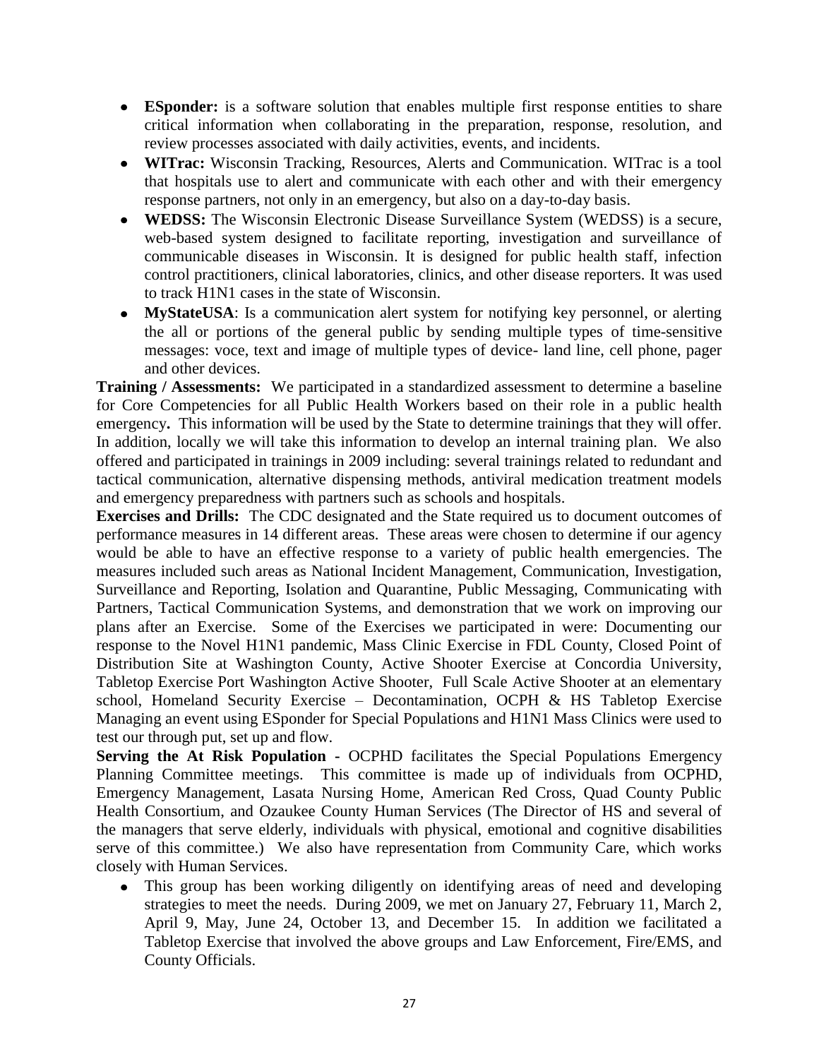- **ESponder:** is a software solution that enables multiple first response entities to share critical information when collaborating in the preparation, response, resolution, and review processes associated with daily activities, events, and incidents.
- **WITrac:** Wisconsin Tracking, Resources, Alerts and Communication. WITrac is a tool that hospitals use to alert and communicate with each other and with their emergency response partners, not only in an emergency, but also on a day-to-day basis.
- **WEDSS:** The Wisconsin Electronic Disease Surveillance System (WEDSS) is a secure, web-based system designed to facilitate reporting, investigation and surveillance of communicable diseases in Wisconsin. It is designed for public health staff, infection control practitioners, clinical laboratories, clinics, and other disease reporters. It was used to track H1N1 cases in the state of Wisconsin.
- **MyStateUSA**: Is a communication alert system for notifying key personnel, or alerting the all or portions of the general public by sending multiple types of time-sensitive messages: voce, text and image of multiple types of device- land line, cell phone, pager and other devices.

**Training / Assessments:** We participated in a standardized assessment to determine a baseline for Core Competencies for all Public Health Workers based on their role in a public health emergency**.** This information will be used by the State to determine trainings that they will offer. In addition, locally we will take this information to develop an internal training plan. We also offered and participated in trainings in 2009 including: several trainings related to redundant and tactical communication, alternative dispensing methods, antiviral medication treatment models and emergency preparedness with partners such as schools and hospitals.

**Exercises and Drills:** The CDC designated and the State required us to document outcomes of performance measures in 14 different areas. These areas were chosen to determine if our agency would be able to have an effective response to a variety of public health emergencies. The measures included such areas as National Incident Management, Communication, Investigation, Surveillance and Reporting, Isolation and Quarantine, Public Messaging, Communicating with Partners, Tactical Communication Systems, and demonstration that we work on improving our plans after an Exercise. Some of the Exercises we participated in were: Documenting our response to the Novel H1N1 pandemic, Mass Clinic Exercise in FDL County, Closed Point of Distribution Site at Washington County, Active Shooter Exercise at Concordia University, Tabletop Exercise Port Washington Active Shooter, Full Scale Active Shooter at an elementary school, Homeland Security Exercise – Decontamination, OCPH & HS Tabletop Exercise Managing an event using ESponder for Special Populations and H1N1 Mass Clinics were used to test our through put, set up and flow.

**Serving the At Risk Population -** OCPHD facilitates the Special Populations Emergency Planning Committee meetings. This committee is made up of individuals from OCPHD, Emergency Management, Lasata Nursing Home, American Red Cross, Quad County Public Health Consortium, and Ozaukee County Human Services (The Director of HS and several of the managers that serve elderly, individuals with physical, emotional and cognitive disabilities serve of this committee.) We also have representation from Community Care, which works closely with Human Services.

- This group has been working diligently on identifying areas of need and developing strategies to meet the needs. During 2009, we met on January 27, February 11, March 2, April 9, May, June 24, October 13, and December 15. In addition we facilitated a Tabletop Exercise that involved the above groups and Law Enforcement, Fire/EMS, and County Officials.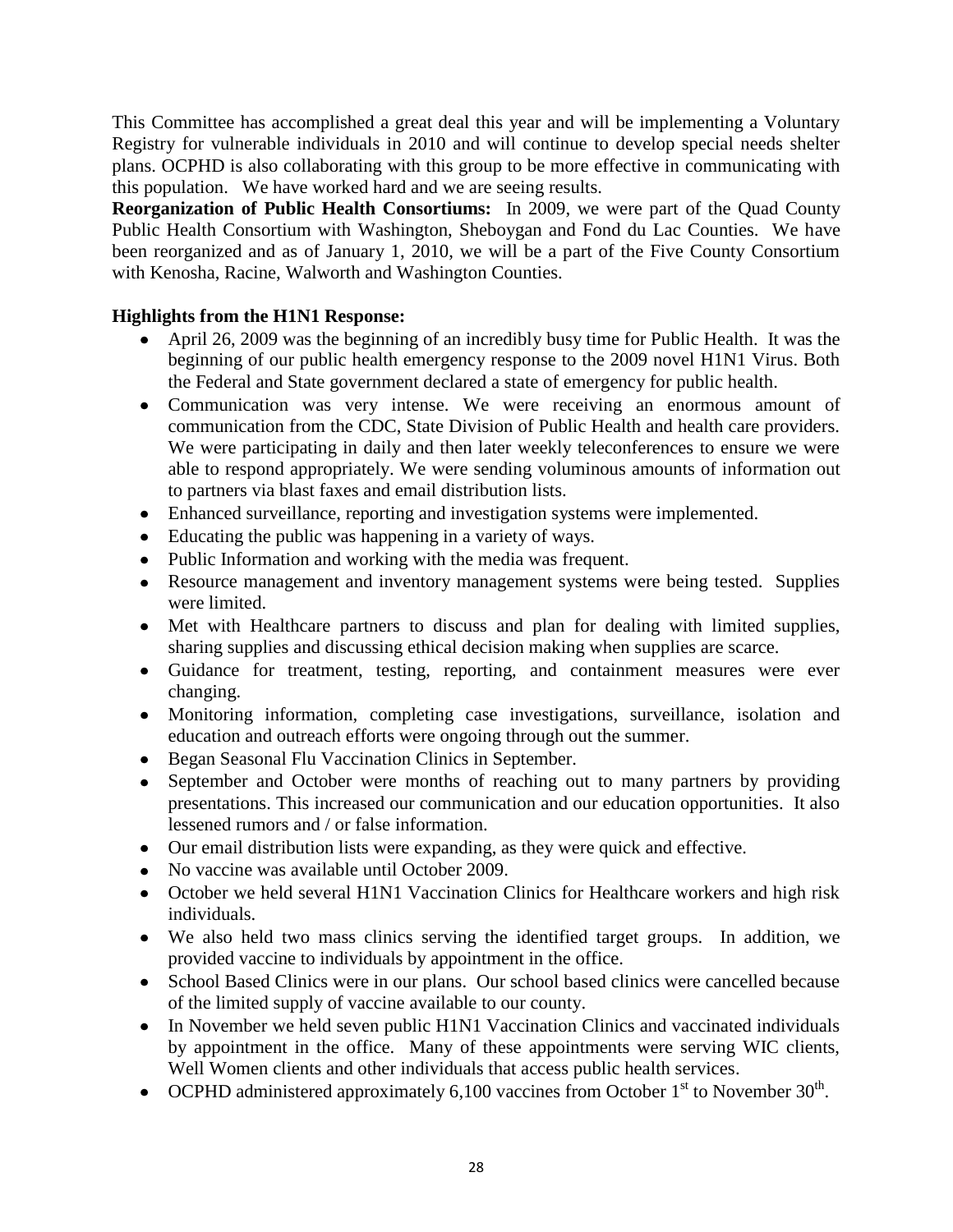This Committee has accomplished a great deal this year and will be implementing a Voluntary Registry for vulnerable individuals in 2010 and will continue to develop special needs shelter plans. OCPHD is also collaborating with this group to be more effective in communicating with this population. We have worked hard and we are seeing results.

**Reorganization of Public Health Consortiums:** In 2009, we were part of the Quad County Public Health Consortium with Washington, Sheboygan and Fond du Lac Counties. We have been reorganized and as of January 1, 2010, we will be a part of the Five County Consortium with Kenosha, Racine, Walworth and Washington Counties.

**Highlights from the H1N1 Response:**

- April 26, 2009 was the beginning of an incredibly busy time for Public Health. It was the beginning of our public health emergency response to the 2009 novel H1N1 Virus. Both the Federal and State government declared a state of emergency for public health.
- Communication was very intense. We were receiving an enormous amount of communication from the CDC, State Division of Public Health and health care providers. We were participating in daily and then later weekly teleconferences to ensure we were able to respond appropriately. We were sending voluminous amounts of information out to partners via blast faxes and email distribution lists.
- Enhanced surveillance, reporting and investigation systems were implemented.
- Educating the public was happening in a variety of ways.
- Public Information and working with the media was frequent.
- Resource management and inventory management systems were being tested. Supplies were limited.
- Met with Healthcare partners to discuss and plan for dealing with limited supplies, sharing supplies and discussing ethical decision making when supplies are scarce.
- Guidance for treatment, testing, reporting, and containment measures were ever changing.
- Monitoring information, completing case investigations, surveillance, isolation and education and outreach efforts were ongoing through out the summer.
- Began Seasonal Flu Vaccination Clinics in September.
- September and October were months of reaching out to many partners by providing presentations. This increased our communication and our education opportunities. It also lessened rumors and / or false information.
- Our email distribution lists were expanding, as they were quick and effective.
- No vaccine was available until October 2009.
- October we held several H1N1 Vaccination Clinics for Healthcare workers and high risk individuals.
- We also held two mass clinics serving the identified target groups. In addition, we provided vaccine to individuals by appointment in the office.
- School Based Clinics were in our plans. Our school based clinics were cancelled because of the limited supply of vaccine available to our county.
- In November we held seven public H1N1 Vaccination Clinics and vaccinated individuals by appointment in the office. Many of these appointments were serving WIC clients, Well Women clients and other individuals that access public health services.
- OCPHD administered approximately 6,100 vaccines from October 1st to November 30th.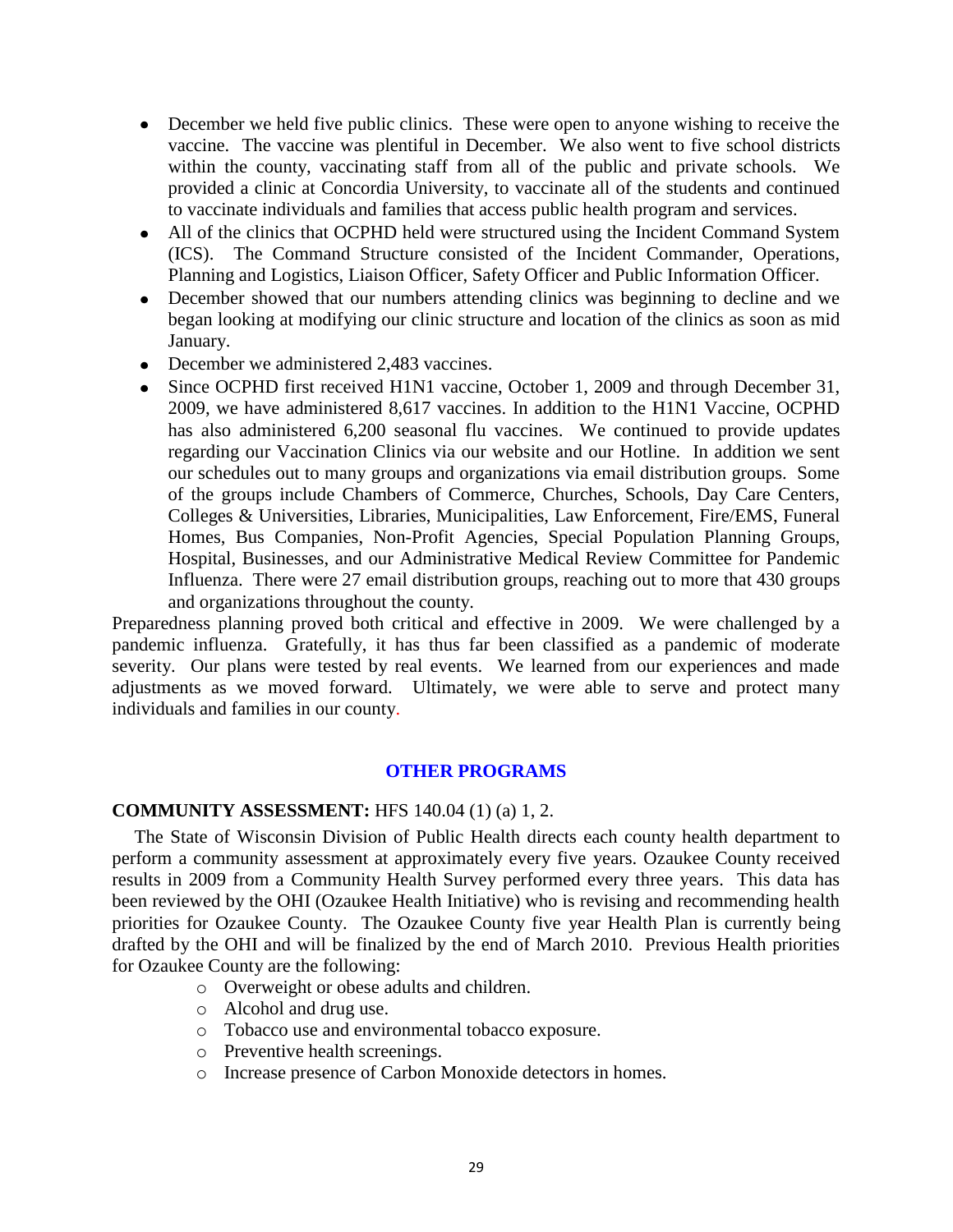- December we held five public clinics. These were open to anyone wishing to receive the vaccine. The vaccine was plentiful in December. We also went to five school districts within the county, vaccinating staff from all of the public and private schools. We provided a clinic at Concordia University, to vaccinate all of the students and continued to vaccinate individuals and families that access public health program and services.
- All of the clinics that OCPHD held were structured using the Incident Command System (ICS). The Command Structure consisted of the Incident Commander, Operations, Planning and Logistics, Liaison Officer, Safety Officer and Public Information Officer.
- December showed that our numbers attending clinics was beginning to decline and we began looking at modifying our clinic structure and location of the clinics as soon as mid January.
- December we administered 2,483 vaccines.
- Since OCPHD first received H1N1 vaccine, October 1, 2009 and through December 31, 2009, we have administered 8,617 vaccines. In addition to the H1N1 Vaccine, OCPHD has also administered 6,200 seasonal flu vaccines. We continued to provide updates regarding our Vaccination Clinics via our website and our Hotline. In addition we sent our schedules out to many groups and organizations via email distribution groups. Some of the groups include Chambers of Commerce, Churches, Schools, Day Care Centers, Colleges & Universities, Libraries, Municipalities, Law Enforcement, Fire/EMS, Funeral Homes, Bus Companies, Non-Profit Agencies, Special Population Planning Groups, Hospital, Businesses, and our Administrative Medical Review Committee for Pandemic Influenza. There were 27 email distribution groups, reaching out to more that 430 groups and organizations throughout the county.

Preparedness planning proved both critical and effective in 2009. We were challenged by a pandemic influenza. Gratefully, it has thus far been classified as a pandemic of moderate severity. Our plans were tested by real events. We learned from our experiences and made adjustments as we moved forward. Ultimately, we were able to serve and protect many individuals and families in our county.

## OTHER PROGRAMS

**COMMUNITY ASSESSMENT:** HFS 140.04 (1) (a) 1, 2.

The State of Wisconsin Division of Public Health directs each county health department to perform a community assessment at approximately every five years. Ozaukee County received results in 2009 from a Community Health Survey performed every three years. This data has been reviewed by the OHI (Ozaukee Health Initiative) who is revising and recommending health priorities for Ozaukee County. The Ozaukee County five year Health Plan is currently being drafted by the OHI and will be finalized by the end of March 2010. Previous Health priorities for Ozaukee County are the following:

- Overweight or obese adults and children.
- Alcohol and drug use.
- Tobacco use and environmental tobacco exposure.
- Preventive health screenings.
- Increase presence of Carbon Monoxide detectors in homes.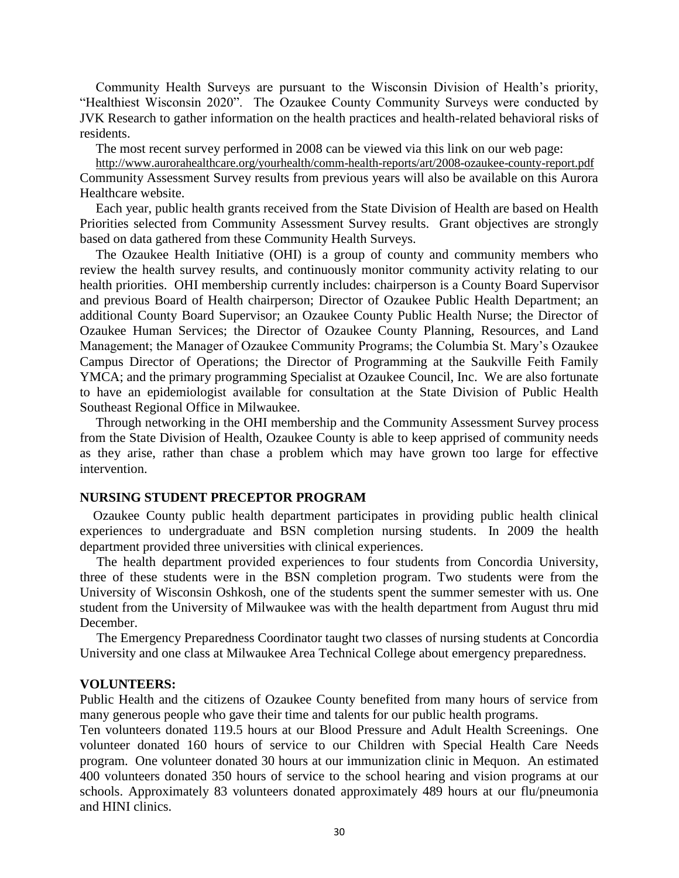Community Health Surveys are pursuant to the Wisconsin Division of Health's priority, "Healthiest Wisconsin 2020". The Ozaukee County Community Surveys were conducted by JVK Research to gather information on the health practices and health-related behavioral risks of residents.

The most recent survey performed in 2008 can be viewed via this link on our web page:

http://www.aurorahealthcare.org/yourhealth/comm-health-reports/art/2008-ozaukee-county-report.pdf Community Assessment Survey results from previous years will also be available on this Aurora Healthcare website.

Each year, public health grants received from the State Division of Health are based on Health Priorities selected from Community Assessment Survey results. Grant objectives are strongly based on data gathered from these Community Health Surveys.

The Ozaukee Health Initiative (OHI) is a group of county and community members who review the health survey results, and continuously monitor community activity relating to our health priorities. OHI membership currently includes: chairperson is a County Board Supervisor and previous Board of Health chairperson; Director of Ozaukee Public Health Department; an additional County Board Supervisor; an Ozaukee County Public Health Nurse; the Director of Ozaukee Human Services; the Director of Ozaukee County Planning, Resources, and Land Management; the Manager of Ozaukee Community Programs; the Columbia St. Mary's Ozaukee Campus Director of Operations; the Director of Programming at the Saukville Feith Family YMCA; and the primary programming Specialist at Ozaukee Council, Inc. We are also fortunate to have an epidemiologist available for consultation at the State Division of Public Health Southeast Regional Office in Milwaukee.

Through networking in the OHI membership and the Community Assessment Survey process from the State Division of Health, Ozaukee County is able to keep apprised of community needs as they arise, rather than chase a problem which may have grown too large for effective intervention.

**NURSING STUDENT PRECEPTOR PROGRAM**

Ozaukee County public health department participates in providing public health clinical experiences to undergraduate and BSN completion nursing students. In 2009 the health department provided three universities with clinical experiences.

The health department provided experiences to four students from Concordia University, three of these students were in the BSN completion program. Two students were from the University of Wisconsin Oshkosh, one of the students spent the summer semester with us. One student from the University of Milwaukee was with the health department from August thru mid December.

The Emergency Preparedness Coordinator taught two classes of nursing students at Concordia University and one class at Milwaukee Area Technical College about emergency preparedness.

**VOLUNTEERS:**

Public Health and the citizens of Ozaukee County benefited from many hours of service from many generous people who gave their time and talents for our public health programs.

Ten volunteers donated 119.5 hours at our Blood Pressure and Adult Health Screenings. One volunteer donated 160 hours of service to our Children with Special Health Care Needs program. One volunteer donated 30 hours at our immunization clinic in Mequon. An estimated 400 volunteers donated 350 hours of service to the school hearing and vision programs at our schools. Approximately 83 volunteers donated approximately 489 hours at our flu/pneumonia and HINI clinics.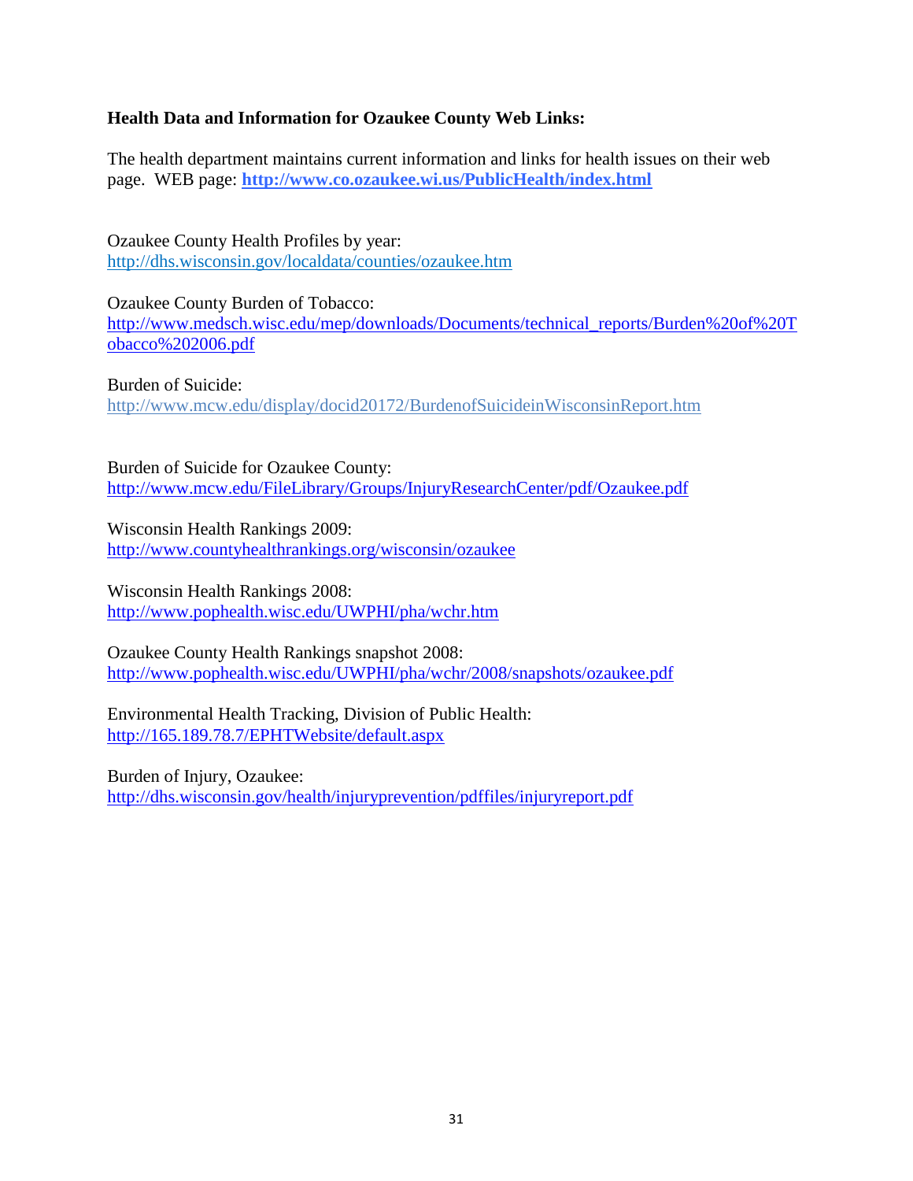**Health Data and Information for Ozaukee County Web Links:**

The health department maintains current information and links for health issues on their web page. WEB page: **http://www.co.ozaukee.wi.us/PublicHealth/index.html**

Ozaukee County Health Profiles by year:
http://dhs.wisconsin.gov/localdata/counties/ozaukee.htm

Ozaukee County Burden of Tobacco:
http://www.medsch.wisc.edu/mep/downloads/Documents/technical_reports/Burden%20of%20Tobacco%202006.pdf

Burden of Suicide:
http://www.mcw.edu/display/docid20172/BurdenofSuicideinWisconsinReport.htm

Burden of Suicide for Ozaukee County:
http://www.mcw.edu/FileLibrary/Groups/InjuryResearchCenter/pdf/Ozaukee.pdf

Wisconsin Health Rankings 2009:
http://www.countyhealthrankings.org/wisconsin/ozaukee

Wisconsin Health Rankings 2008:
http://www.pophealth.wisc.edu/UWPHI/pha/wchr.htm

Ozaukee County Health Rankings snapshot 2008:
http://www.pophealth.wisc.edu/UWPHI/pha/wchr/2008/snapshots/ozaukee.pdf

Environmental Health Tracking, Division of Public Health:
http://165.189.78.7/EPHTWebsite/default.aspx

Burden of Injury, Ozaukee:
http://dhs.wisconsin.gov/health/injuryprevention/pdffiles/injuryreport.pdf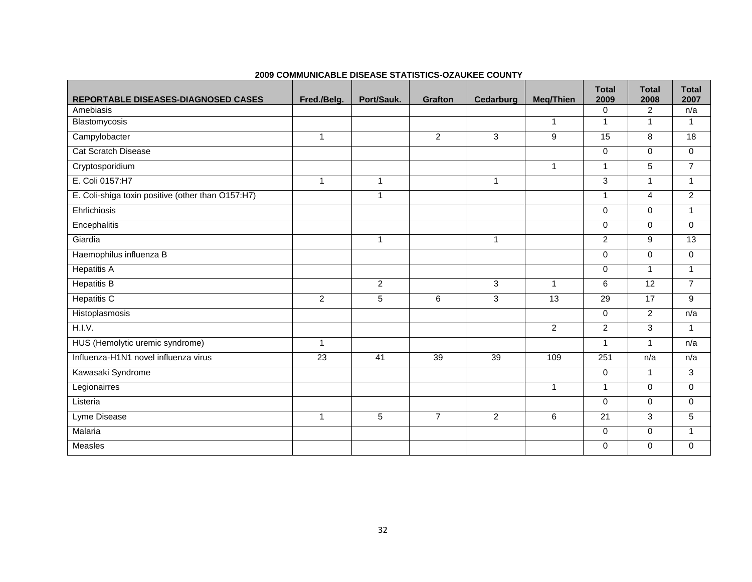**2009 COMMUNICABLE DISEASE STATISTICS-OZAUKEE COUNTY**

| REPORTABLE DISEASES-DIAGNOSED CASES | Fred./Belg. | Port/Sauk. | Grafton | Cedarburg | Meq/Thien | Total 2009 | Total 2008 | Total 2007 |
|---|---|---|---|---|---|---|---|---|
| Amebiasis | | | | | | 0 | 2 | n/a |
| Blastomycosis | | | | | 1 | 1 | 1 | 1 |
| Campylobacter | 1 | | 2 | 3 | 9 | 15 | 8 | 18 |
| Cat Scratch Disease | | | | | | 0 | 0 | 0 |
| Cryptosporidium | | | | | 1 | 1 | 5 | 7 |
| E. Coli 0157:H7 | 1 | 1 | | 1 | | 3 | 1 | 1 |
| E. Coli-shiga toxin positive (other than O157:H7) | | 1 | | | | 1 | 4 | 2 |
| Ehrlichiosis | | | | | | 0 | 0 | 1 |
| Encephalitis | | | | | | 0 | 0 | 0 |
| Giardia | | 1 | | 1 | | 2 | 9 | 13 |
| Haemophilus influenza B | | | | | | 0 | 0 | 0 |
| Hepatitis A | | | | | | 0 | 1 | 1 |
| Hepatitis B | | 2 | | 3 | 1 | 6 | 12 | 7 |
| Hepatitis C | 2 | 5 | 6 | 3 | 13 | 29 | 17 | 9 |
| Histoplasmosis | | | | | | 0 | 2 | n/a |
| H.I.V. | | | | | 2 | 2 | 3 | 1 |
| HUS (Hemolytic uremic syndrome) | 1 | | | | | 1 | 1 | n/a |
| Influenza-H1N1 novel influenza virus | 23 | 41 | 39 | 39 | 109 | 251 | n/a | n/a |
| Kawasaki Syndrome | | | | | | 0 | 1 | 3 |
| Legionairres | | | | | 1 | 1 | 0 | 0 |
| Listeria | | | | | | 0 | 0 | 0 |
| Lyme Disease | 1 | 5 | 7 | 2 | 6 | 21 | 3 | 5 |
| Malaria | | | | | | 0 | 0 | 1 |
| Measles | | | | | | 0 | 0 | 0 |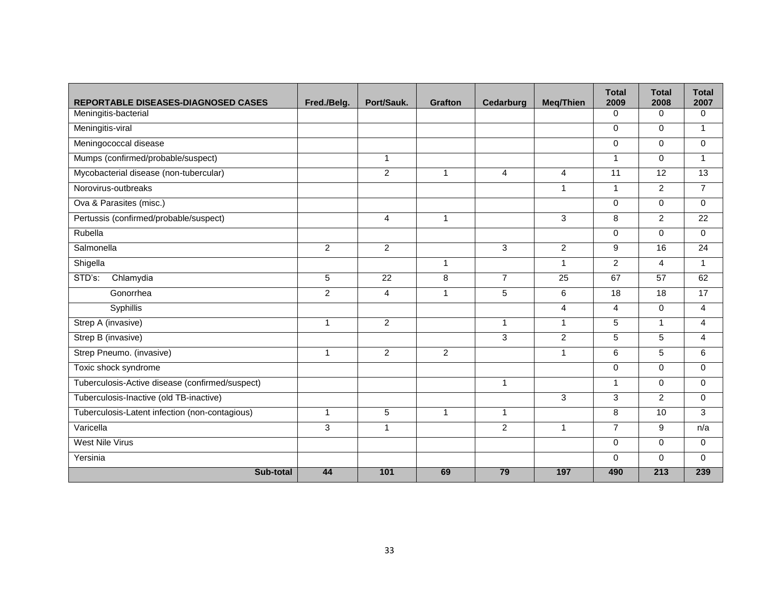| REPORTABLE DISEASES-DIAGNOSED CASES | Fred./Belg. | Port/Sauk. | Grafton | Cedarburg | Meq/Thien | Total 2009 | Total 2008 | Total 2007 |
|---|---|---|---|---|---|---|---|---|
| Meningitis-bacterial | | | | | | 0 | 0 | 0 |
| Meningitis-viral | | | | | | 0 | 0 | 1 |
| Meningococcal disease | | | | | | 0 | 0 | 0 |
| Mumps (confirmed/probable/suspect) | | 1 | | | | 1 | 0 | 1 |
| Mycobacterial disease (non-tubercular) | | 2 | 1 | 4 | 4 | 11 | 12 | 13 |
| Norovirus-outbreaks | | | | | 1 | 1 | 2 | 7 |
| Ova & Parasites (misc.) | | | | | | 0 | 0 | 0 |
| Pertussis (confirmed/probable/suspect) | | 4 | 1 | | 3 | 8 | 2 | 22 |
| Rubella | | | | | | 0 | 0 | 0 |
| Salmonella | 2 | 2 | | 3 | 2 | 9 | 16 | 24 |
| Shigella | | | 1 | | 1 | 2 | 4 | 1 |
| STD's: Chlamydia | 5 | 22 | 8 | 7 | 25 | 67 | 57 | 62 |
| Gonorrhea | 2 | 4 | 1 | 5 | 6 | 18 | 18 | 17 |
| Syphillis | | | | | 4 | 4 | 0 | 4 |
| Strep A (invasive) | 1 | 2 | | 1 | 1 | 5 | 1 | 4 |
| Strep B (invasive) | | | | 3 | 2 | 5 | 5 | 4 |
| Strep Pneumo. (invasive) | 1 | 2 | 2 | | 1 | 6 | 5 | 6 |
| Toxic shock syndrome | | | | | | 0 | 0 | 0 |
| Tuberculosis-Active disease (confirmed/suspect) | | | | 1 | | 1 | 0 | 0 |
| Tuberculosis-Inactive (old TB-inactive) | | | | | 3 | 3 | 2 | 0 |
| Tuberculosis-Latent infection (non-contagious) | 1 | 5 | 1 | 1 | | 8 | 10 | 3 |
| Varicella | 3 | 1 | | 2 | 1 | 7 | 9 | n/a |
| West Nile Virus | | | | | | 0 | 0 | 0 |
| Yersinia | | | | | | 0 | 0 | 0 |
| **Sub-total** | **44** | **101** | **69** | **79** | **197** | **490** | **213** | **239** |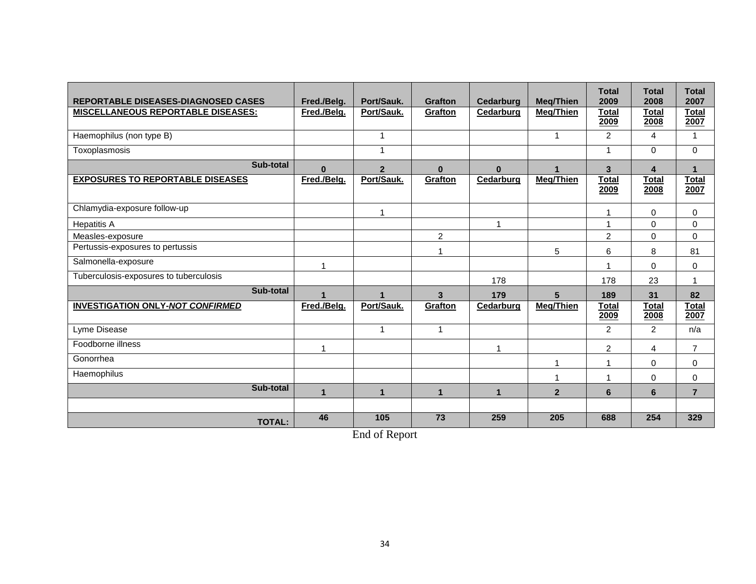| REPORTABLE DISEASES-DIAGNOSED CASES | Fred./Belg. | Port/Sauk. | Grafton | Cedarburg | Meq/Thien | Total 2009 | Total 2008 | Total 2007 |
|---|---|---|---|---|---|---|---|---|
| **MISCELLANEOUS REPORTABLE DISEASES:** | **Fred./Belg.** | **Port/Sauk.** | **Grafton** | **Cedarburg** | **Meq/Thien** | **Total 2009** | **Total 2008** | **Total 2007** |
| Haemophilus (non type B) | | 1 | | | 1 | 2 | 4 | 1 |
| Toxoplasmosis | | 1 | | | | 1 | 0 | 0 |
| **Sub-total** | **0** | **2** | **0** | **0** | **1** | **3** | **4** | **1** |
| **EXPOSURES TO REPORTABLE DISEASES** | **Fred./Belg.** | **Port/Sauk.** | **Grafton** | **Cedarburg** | **Meq/Thien** | **Total 2009** | **Total 2008** | **Total 2007** |
| Chlamydia-exposure follow-up | | 1 | | | | 1 | 0 | 0 |
| Hepatitis A | | | | 1 | | 1 | 0 | 0 |
| Measles-exposure | | | 2 | | | 2 | 0 | 0 |
| Pertussis-exposures to pertussis | | | 1 | | 5 | 6 | 8 | 81 |
| Salmonella-exposure | 1 | | | | | 1 | 0 | 0 |
| Tuberculosis-exposures to tuberculosis | | | | 178 | | 178 | 23 | 1 |
| **Sub-total** | **1** | **1** | **3** | **179** | **5** | **189** | **31** | **82** |
| ***INVESTIGATION ONLY-NOT CONFIRMED*** | **Fred./Belg.** | **Port/Sauk.** | **Grafton** | **Cedarburg** | **Meq/Thien** | **Total 2009** | **Total 2008** | **Total 2007** |
| Lyme Disease | | 1 | 1 | | | 2 | 2 | n/a |
| Foodborne illness | 1 | | | 1 | | 2 | 4 | 7 |
| Gonorrhea | | | | | 1 | 1 | 0 | 0 |
| Haemophilus | | | | | 1 | 1 | 0 | 0 |
| **Sub-total** | **1** | **1** | **1** | **1** | **2** | **6** | **6** | **7** |
| | | | | | | | | |
| **TOTAL:** | **46** | **105** | **73** | **259** | **205** | **688** | **254** | **329** |

End of Report